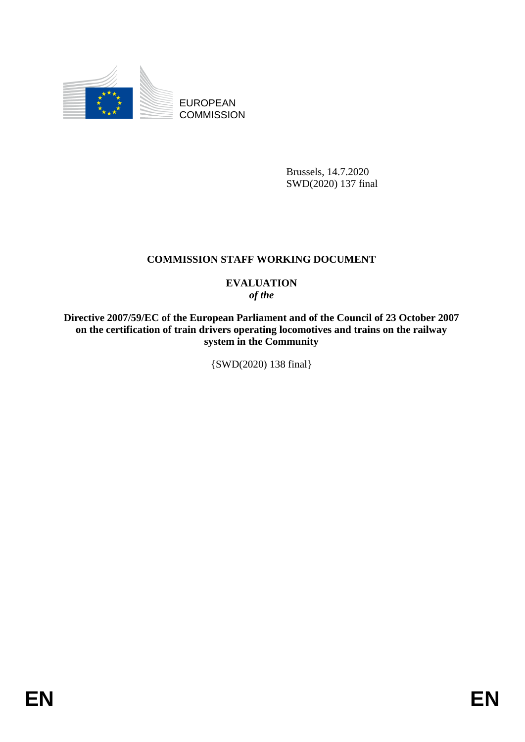EUROPEAN COMMISSION

Brussels, 14.7.2020
SWD(2020) 137 final

# COMMISSION STAFF WORKING DOCUMENT

## EVALUATION
*of the*

**Directive 2007/59/EC of the European Parliament and of the Council of 23 October 2007 on the certification of train drivers operating locomotives and trains on the railway system in the Community**

{SWD(2020) 138 final}

EN EN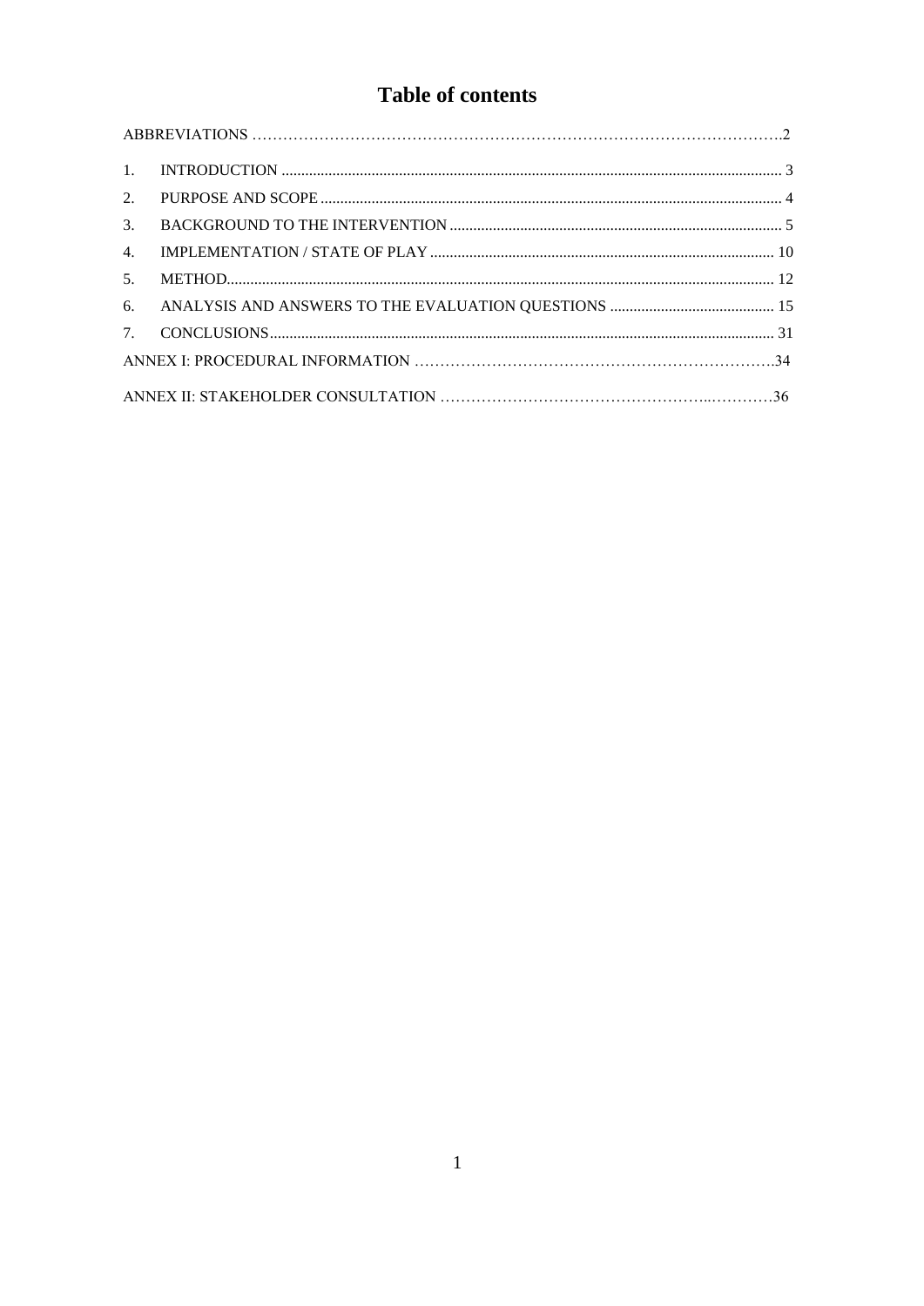# Table of contents

ABBREVIATIONS .....2

1. INTRODUCTION ..... 3
2. PURPOSE AND SCOPE ..... 4
3. BACKGROUND TO THE INTERVENTION ..... 5
4. IMPLEMENTATION / STATE OF PLAY ..... 10
5. METHOD..... 12
6. ANALYSIS AND ANSWERS TO THE EVALUATION QUESTIONS ..... 15
7. CONCLUSIONS..... 31

ANNEX I: PROCEDURAL INFORMATION .....34

ANNEX II: STAKEHOLDER CONSULTATION .....36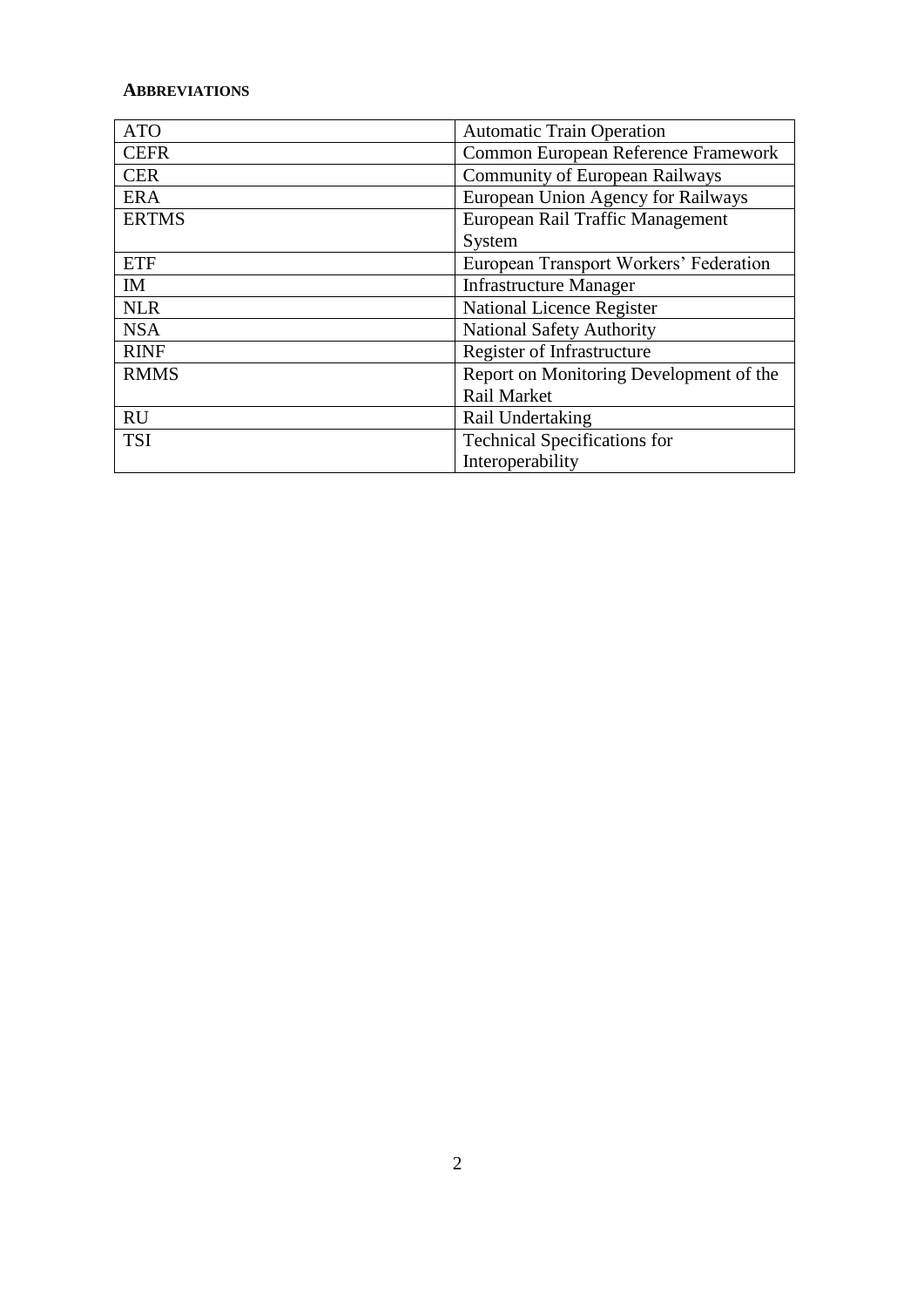**ABBREVIATIONS**

| | |
|---|---|
| ATO | Automatic Train Operation |
| CEFR | Common European Reference Framework |
| CER | Community of European Railways |
| ERA | European Union Agency for Railways |
| ERTMS | European Rail Traffic Management System |
| ETF | European Transport Workers' Federation |
| IM | Infrastructure Manager |
| NLR | National Licence Register |
| NSA | National Safety Authority |
| RINF | Register of Infrastructure |
| RMMS | Report on Monitoring Development of the Rail Market |
| RU | Rail Undertaking |
| TSI | Technical Specifications for Interoperability |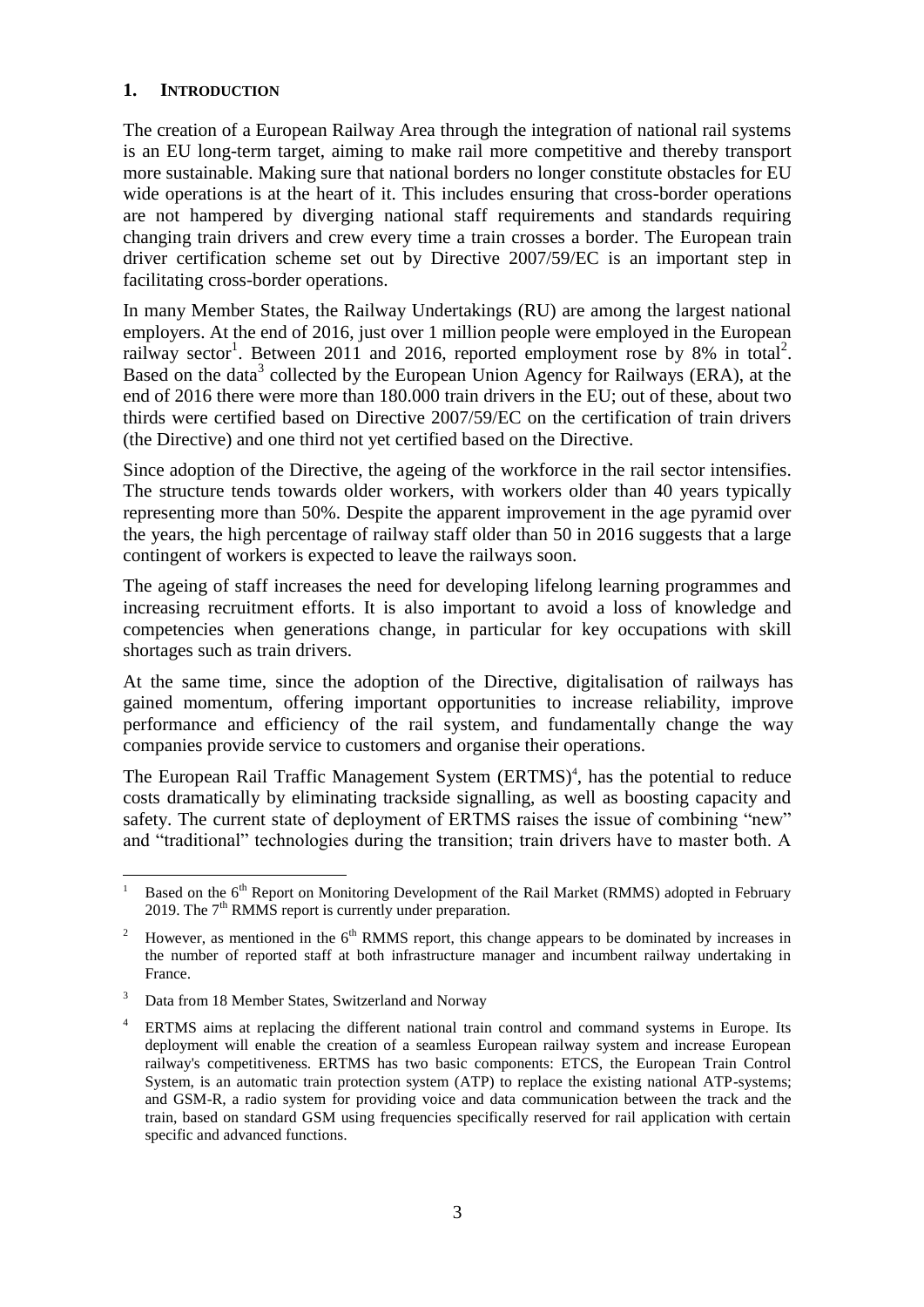## 1. INTRODUCTION

The creation of a European Railway Area through the integration of national rail systems is an EU long-term target, aiming to make rail more competitive and thereby transport more sustainable. Making sure that national borders no longer constitute obstacles for EU wide operations is at the heart of it. This includes ensuring that cross-border operations are not hampered by diverging national staff requirements and standards requiring changing train drivers and crew every time a train crosses a border. The European train driver certification scheme set out by Directive 2007/59/EC is an important step in facilitating cross-border operations.

In many Member States, the Railway Undertakings (RU) are among the largest national employers. At the end of 2016, just over 1 million people were employed in the European railway sector[1]. Between 2011 and 2016, reported employment rose by 8% in total[2]. Based on the data[3] collected by the European Union Agency for Railways (ERA), at the end of 2016 there were more than 180.000 train drivers in the EU; out of these, about two thirds were certified based on Directive 2007/59/EC on the certification of train drivers (the Directive) and one third not yet certified based on the Directive.

Since adoption of the Directive, the ageing of the workforce in the rail sector intensifies. The structure tends towards older workers, with workers older than 40 years typically representing more than 50%. Despite the apparent improvement in the age pyramid over the years, the high percentage of railway staff older than 50 in 2016 suggests that a large contingent of workers is expected to leave the railways soon.

The ageing of staff increases the need for developing lifelong learning programmes and increasing recruitment efforts. It is also important to avoid a loss of knowledge and competencies when generations change, in particular for key occupations with skill shortages such as train drivers.

At the same time, since the adoption of the Directive, digitalisation of railways has gained momentum, offering important opportunities to increase reliability, improve performance and efficiency of the rail system, and fundamentally change the way companies provide service to customers and organise their operations.

The European Rail Traffic Management System (ERTMS)[4], has the potential to reduce costs dramatically by eliminating trackside signalling, as well as boosting capacity and safety. The current state of deployment of ERTMS raises the issue of combining "new" and "traditional" technologies during the transition; train drivers have to master both. A

---

[1] Based on the 6th Report on Monitoring Development of the Rail Market (RMMS) adopted in February 2019. The 7th RMMS report is currently under preparation.

[2] However, as mentioned in the 6th RMMS report, this change appears to be dominated by increases in the number of reported staff at both infrastructure manager and incumbent railway undertaking in France.

[3] Data from 18 Member States, Switzerland and Norway

[4] ERTMS aims at replacing the different national train control and command systems in Europe. Its deployment will enable the creation of a seamless European railway system and increase European railway's competitiveness. ERTMS has two basic components: ETCS, the European Train Control System, is an automatic train protection system (ATP) to replace the existing national ATP-systems; and GSM-R, a radio system for providing voice and data communication between the track and the train, based on standard GSM using frequencies specifically reserved for rail application with certain specific and advanced functions.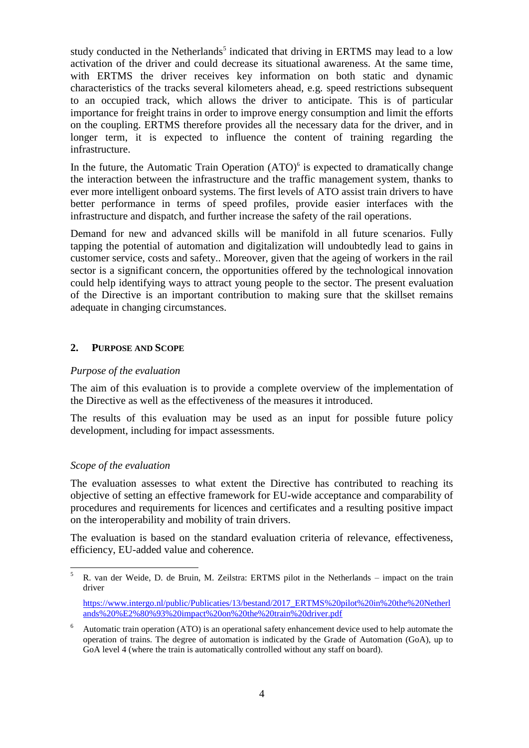study conducted in the Netherlands[5] indicated that driving in ERTMS may lead to a low activation of the driver and could decrease its situational awareness. At the same time, with ERTMS the driver receives key information on both static and dynamic characteristics of the tracks several kilometers ahead, e.g. speed restrictions subsequent to an occupied track, which allows the driver to anticipate. This is of particular importance for freight trains in order to improve energy consumption and limit the efforts on the coupling. ERTMS therefore provides all the necessary data for the driver, and in longer term, it is expected to influence the content of training regarding the infrastructure.

In the future, the Automatic Train Operation (ATO)[6] is expected to dramatically change the interaction between the infrastructure and the traffic management system, thanks to ever more intelligent onboard systems. The first levels of ATO assist train drivers to have better performance in terms of speed profiles, provide easier interfaces with the infrastructure and dispatch, and further increase the safety of the rail operations.

Demand for new and advanced skills will be manifold in all future scenarios. Fully tapping the potential of automation and digitalization will undoubtedly lead to gains in customer service, costs and safety.. Moreover, given that the ageing of workers in the rail sector is a significant concern, the opportunities offered by the technological innovation could help identifying ways to attract young people to the sector. The present evaluation of the Directive is an important contribution to making sure that the skillset remains adequate in changing circumstances.

## 2. PURPOSE AND SCOPE

*Purpose of the evaluation*

The aim of this evaluation is to provide a complete overview of the implementation of the Directive as well as the effectiveness of the measures it introduced.

The results of this evaluation may be used as an input for possible future policy development, including for impact assessments.

*Scope of the evaluation*

The evaluation assesses to what extent the Directive has contributed to reaching its objective of setting an effective framework for EU-wide acceptance and comparability of procedures and requirements for licences and certificates and a resulting positive impact on the interoperability and mobility of train drivers.

The evaluation is based on the standard evaluation criteria of relevance, effectiveness, efficiency, EU-added value and coherence.

---

[5] R. van der Weide, D. de Bruin, M. Zeilstra: ERTMS pilot in the Netherlands – impact on the train driver

https://www.intergo.nl/public/Publicaties/13/bestand/2017_ERTMS%20pilot%20in%20the%20Netherlands%20%E2%80%93%20impact%20on%20the%20train%20driver.pdf

[6] Automatic train operation (ATO) is an operational safety enhancement device used to help automate the operation of trains. The degree of automation is indicated by the Grade of Automation (GoA), up to GoA level 4 (where the train is automatically controlled without any staff on board).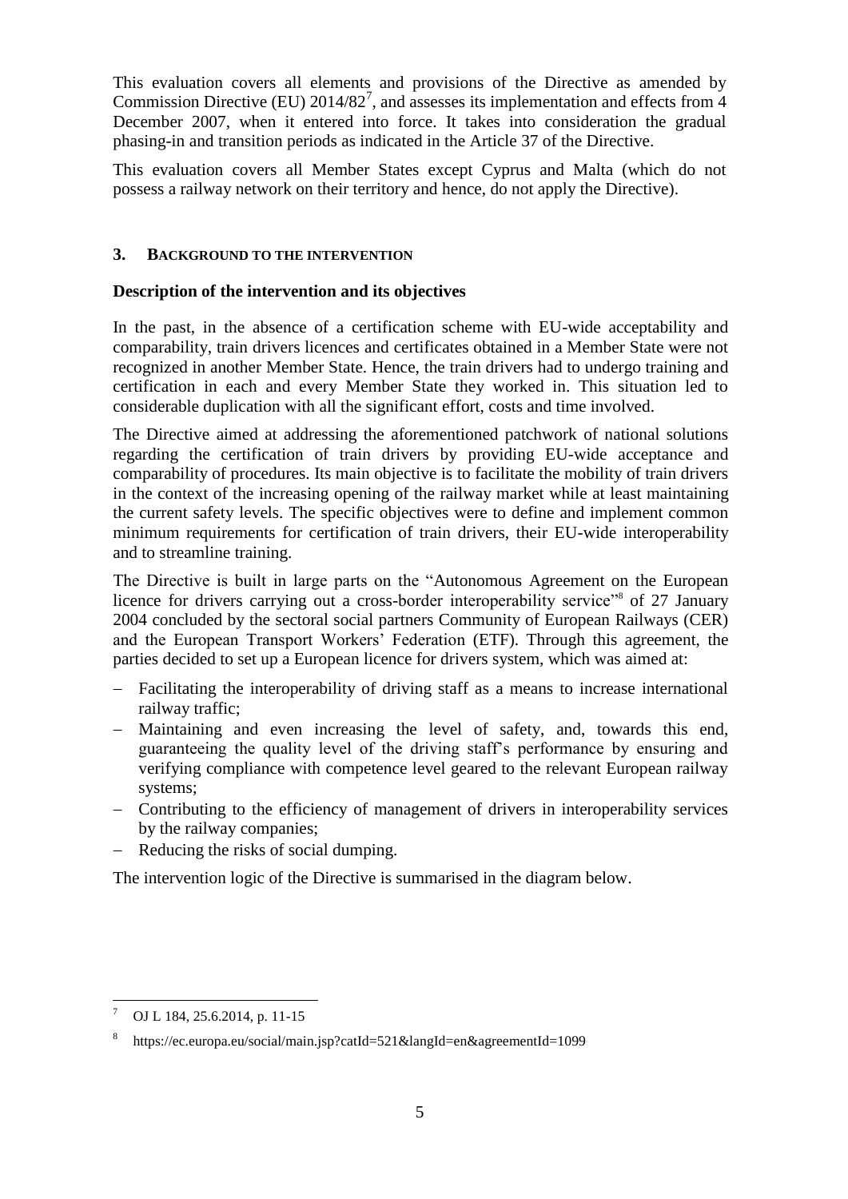This evaluation covers all elements and provisions of the Directive as amended by Commission Directive (EU) 2014/82[7], and assesses its implementation and effects from 4 December 2007, when it entered into force. It takes into consideration the gradual phasing-in and transition periods as indicated in the Article 37 of the Directive.

This evaluation covers all Member States except Cyprus and Malta (which do not possess a railway network on their territory and hence, do not apply the Directive).

## 3. Background to the intervention

### Description of the intervention and its objectives

In the past, in the absence of a certification scheme with EU-wide acceptability and comparability, train drivers licences and certificates obtained in a Member State were not recognized in another Member State. Hence, the train drivers had to undergo training and certification in each and every Member State they worked in. This situation led to considerable duplication with all the significant effort, costs and time involved.

The Directive aimed at addressing the aforementioned patchwork of national solutions regarding the certification of train drivers by providing EU-wide acceptance and comparability of procedures. Its main objective is to facilitate the mobility of train drivers in the context of the increasing opening of the railway market while at least maintaining the current safety levels. The specific objectives were to define and implement common minimum requirements for certification of train drivers, their EU-wide interoperability and to streamline training.

The Directive is built in large parts on the "Autonomous Agreement on the European licence for drivers carrying out a cross-border interoperability service"[8] of 27 January 2004 concluded by the sectoral social partners Community of European Railways (CER) and the European Transport Workers' Federation (ETF). Through this agreement, the parties decided to set up a European licence for drivers system, which was aimed at:

- Facilitating the interoperability of driving staff as a means to increase international railway traffic;
- Maintaining and even increasing the level of safety, and, towards this end, guaranteeing the quality level of the driving staff's performance by ensuring and verifying compliance with competence level geared to the relevant European railway systems;
- Contributing to the efficiency of management of drivers in interoperability services by the railway companies;
- Reducing the risks of social dumping.

The intervention logic of the Directive is summarised in the diagram below.

---

[7] OJ L 184, 25.6.2014, p. 11-15

[8] https://ec.europa.eu/social/main.jsp?catId=521&langId=en&agreementId=1099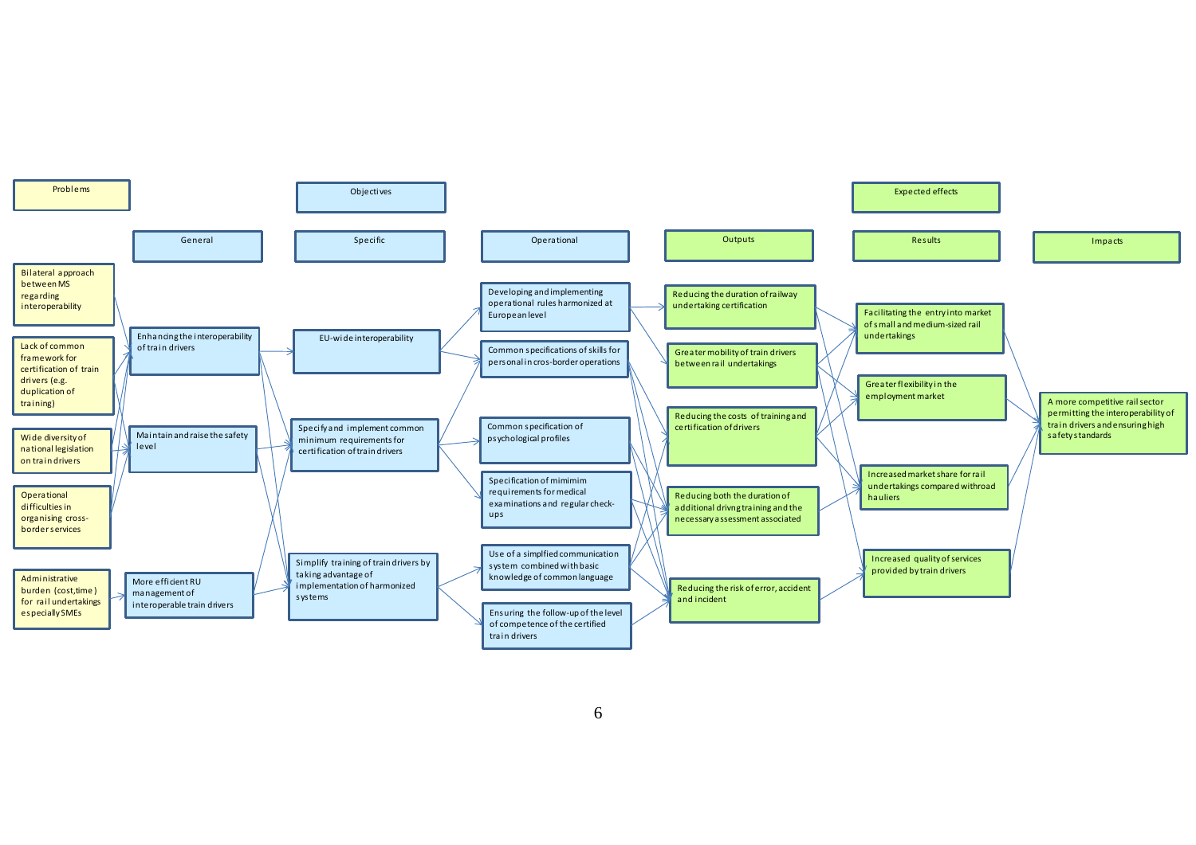| Problems | Objectives | | | Expected effects | | |
|---|---|---|---|---|---|---|
| | General | Specific | Operational | Outputs | Results | Impacts |
| Bilateral approach between MS regarding interoperability | Enhancing the interoperability of train drivers | EU-wide interoperability | Developing and implementing operational rules harmonized at European level | Reducing the duration of railway undertaking certification | Facilitating the entry into market of small and medium-sized rail undertakings | A more competitive rail sector permitting the interoperability of train drivers and ensuring high safety standards |
| Lack of common framework for certification of train drivers (e.g. duplication of training) | Maintain and raise the safety level | Specify and implement common minimum requirements for certification of train drivers | Common specifications of skills for personal in cros-border operations | Greater mobility of train drivers between rail undertakings | Greater flexibility in the employment market | |
| Wide diversity of national legislation on train drivers | More efficient RU management of interoperable train drivers | Simplify training of train drivers by taking advantage of implementation of harmonized systems | Common specification of psychological profiles | Reducing the costs of training and certification of drivers | Increased market share for rail undertakings compared with road hauliers | |
| Operational difficulties in organising cross-border services | | | Specification of mimimim requirements for medical examinations and regular check-ups | Reducing both the duration of additional drivng training and the necessary assessment associated | Increased quality of services provided by train drivers | |
| Administrative burden (cost, time) for rail undertakings especially SMEs | | | Use of a simplfied communication system combined with basic knowledge of common language | Reducing the risk of error, accident and incident | | |
| | | | Ensuring the follow-up of the level of competence of the certified train drivers | | | |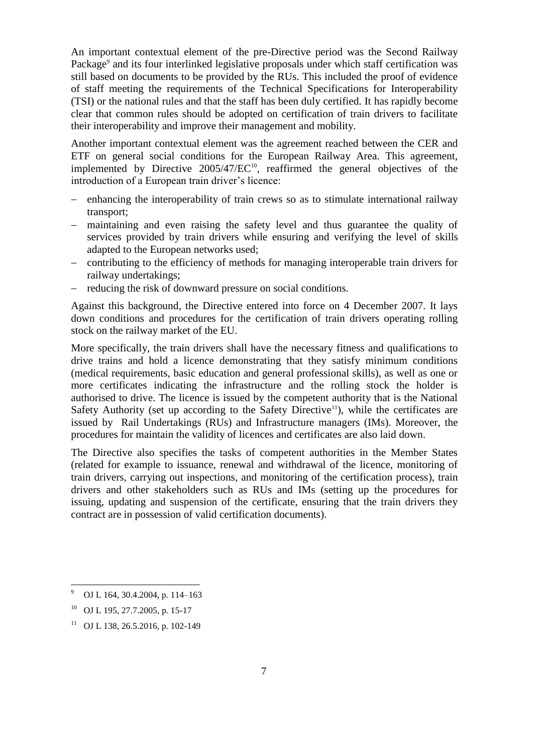An important contextual element of the pre-Directive period was the Second Railway Package[9] and its four interlinked legislative proposals under which staff certification was still based on documents to be provided by the RUs. This included the proof of evidence of staff meeting the requirements of the Technical Specifications for Interoperability (TSI) or the national rules and that the staff has been duly certified. It has rapidly become clear that common rules should be adopted on certification of train drivers to facilitate their interoperability and improve their management and mobility.

Another important contextual element was the agreement reached between the CER and ETF on general social conditions for the European Railway Area. This agreement, implemented by Directive 2005/47/EC[10], reaffirmed the general objectives of the introduction of a European train driver's licence:

- enhancing the interoperability of train crews so as to stimulate international railway transport;
- maintaining and even raising the safety level and thus guarantee the quality of services provided by train drivers while ensuring and verifying the level of skills adapted to the European networks used;
- contributing to the efficiency of methods for managing interoperable train drivers for railway undertakings;
- reducing the risk of downward pressure on social conditions.

Against this background, the Directive entered into force on 4 December 2007. It lays down conditions and procedures for the certification of train drivers operating rolling stock on the railway market of the EU.

More specifically, the train drivers shall have the necessary fitness and qualifications to drive trains and hold a licence demonstrating that they satisfy minimum conditions (medical requirements, basic education and general professional skills), as well as one or more certificates indicating the infrastructure and the rolling stock the holder is authorised to drive. The licence is issued by the competent authority that is the National Safety Authority (set up according to the Safety Directive[11]), while the certificates are issued by Rail Undertakings (RUs) and Infrastructure managers (IMs). Moreover, the procedures for maintain the validity of licences and certificates are also laid down.

The Directive also specifies the tasks of competent authorities in the Member States (related for example to issuance, renewal and withdrawal of the licence, monitoring of train drivers, carrying out inspections, and monitoring of the certification process), train drivers and other stakeholders such as RUs and IMs (setting up the procedures for issuing, updating and suspension of the certificate, ensuring that the train drivers they contract are in possession of valid certification documents).

---

[9] OJ L 164, 30.4.2004, p. 114–163

[10] OJ L 195, 27.7.2005, p. 15-17

[11] OJ L 138, 26.5.2016, p. 102-149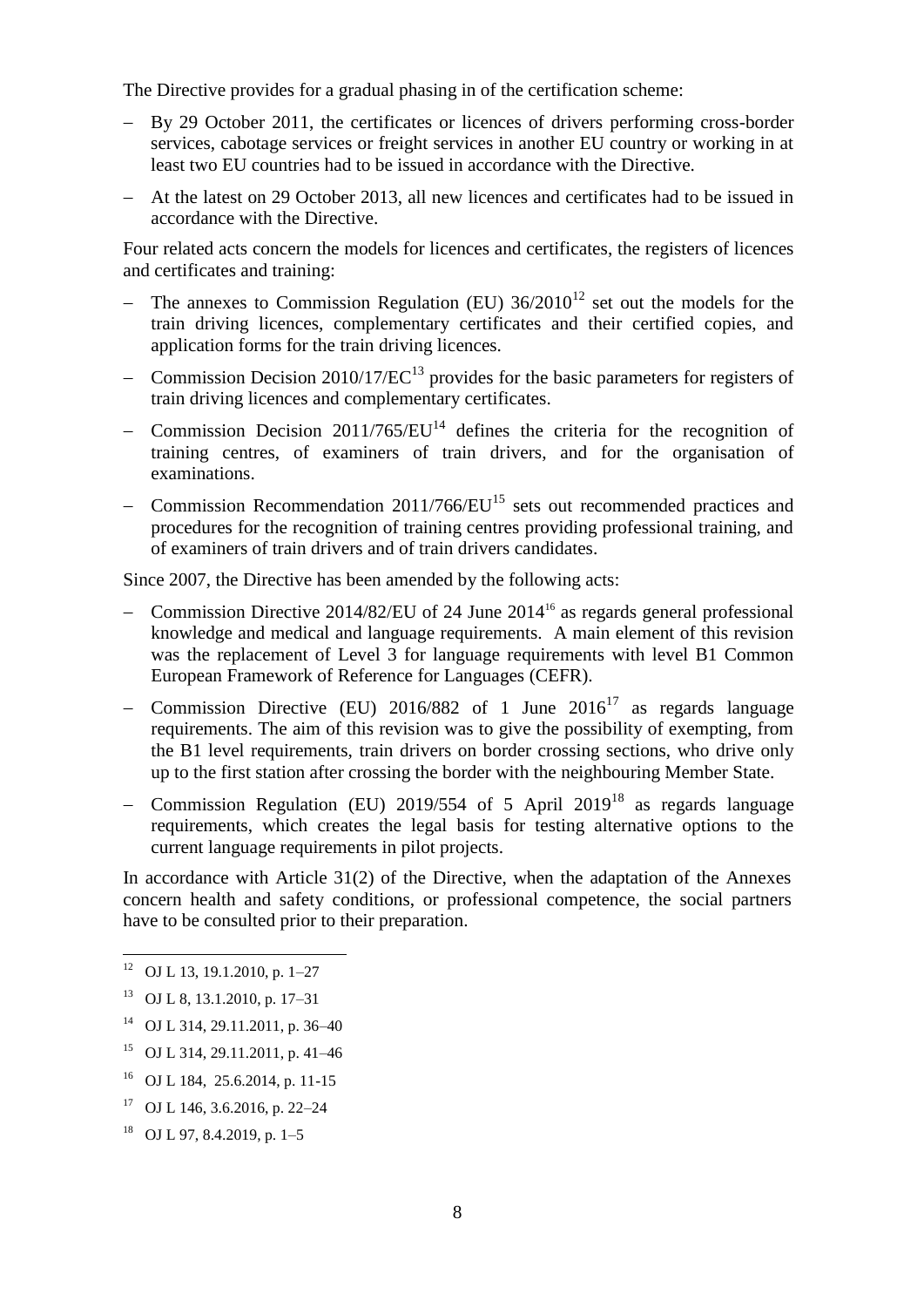The Directive provides for a gradual phasing in of the certification scheme:

- By 29 October 2011, the certificates or licences of drivers performing cross-border services, cabotage services or freight services in another EU country or working in at least two EU countries had to be issued in accordance with the Directive.
- At the latest on 29 October 2013, all new licences and certificates had to be issued in accordance with the Directive.

Four related acts concern the models for licences and certificates, the registers of licences and certificates and training:

- The annexes to Commission Regulation (EU) 36/2010[12] set out the models for the train driving licences, complementary certificates and their certified copies, and application forms for the train driving licences.
- Commission Decision 2010/17/EC[13] provides for the basic parameters for registers of train driving licences and complementary certificates.
- Commission Decision 2011/765/EU[14] defines the criteria for the recognition of training centres, of examiners of train drivers, and for the organisation of examinations.
- Commission Recommendation 2011/766/EU[15] sets out recommended practices and procedures for the recognition of training centres providing professional training, and of examiners of train drivers and of train drivers candidates.

Since 2007, the Directive has been amended by the following acts:

- Commission Directive 2014/82/EU of 24 June 2014[16] as regards general professional knowledge and medical and language requirements. A main element of this revision was the replacement of Level 3 for language requirements with level B1 Common European Framework of Reference for Languages (CEFR).
- Commission Directive (EU) 2016/882 of 1 June 2016[17] as regards language requirements. The aim of this revision was to give the possibility of exempting, from the B1 level requirements, train drivers on border crossing sections, who drive only up to the first station after crossing the border with the neighbouring Member State.
- Commission Regulation (EU) 2019/554 of 5 April 2019[18] as regards language requirements, which creates the legal basis for testing alternative options to the current language requirements in pilot projects.

In accordance with Article 31(2) of the Directive, when the adaptation of the Annexes concern health and safety conditions, or professional competence, the social partners have to be consulted prior to their preparation.

---

[12] OJ L 13, 19.1.2010, p. 1–27

[13] OJ L 8, 13.1.2010, p. 17–31

[14] OJ L 314, 29.11.2011, p. 36–40

[15] OJ L 314, 29.11.2011, p. 41–46

[16] OJ L 184, 25.6.2014, p. 11-15

[17] OJ L 146, 3.6.2016, p. 22–24

[18] OJ L 97, 8.4.2019, p. 1–5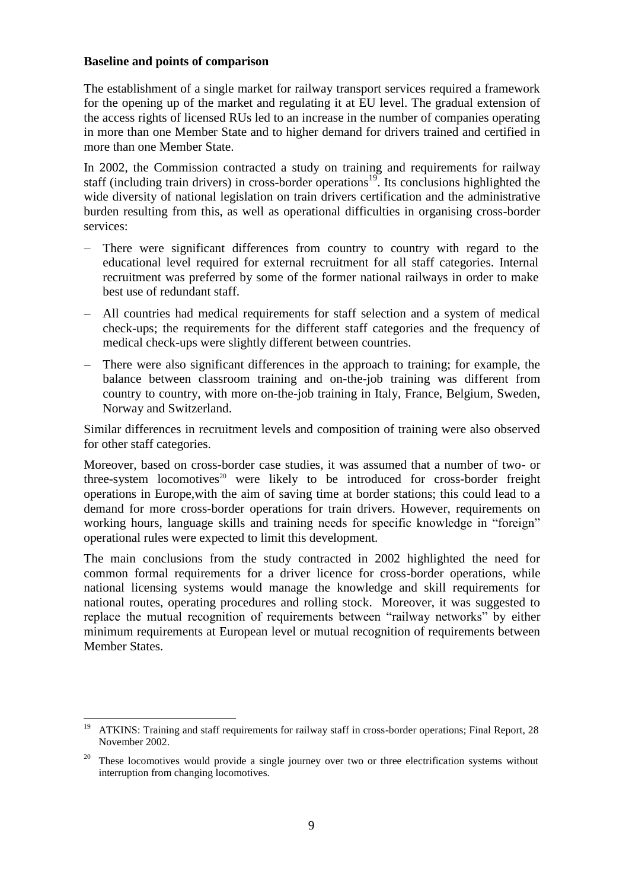**Baseline and points of comparison**

The establishment of a single market for railway transport services required a framework for the opening up of the market and regulating it at EU level. The gradual extension of the access rights of licensed RUs led to an increase in the number of companies operating in more than one Member State and to higher demand for drivers trained and certified in more than one Member State.

In 2002, the Commission contracted a study on training and requirements for railway staff (including train drivers) in cross-border operations[19]. Its conclusions highlighted the wide diversity of national legislation on train drivers certification and the administrative burden resulting from this, as well as operational difficulties in organising cross-border services:

- There were significant differences from country to country with regard to the educational level required for external recruitment for all staff categories. Internal recruitment was preferred by some of the former national railways in order to make best use of redundant staff.
- All countries had medical requirements for staff selection and a system of medical check-ups; the requirements for the different staff categories and the frequency of medical check-ups were slightly different between countries.
- There were also significant differences in the approach to training; for example, the balance between classroom training and on-the-job training was different from country to country, with more on-the-job training in Italy, France, Belgium, Sweden, Norway and Switzerland.

Similar differences in recruitment levels and composition of training were also observed for other staff categories.

Moreover, based on cross-border case studies, it was assumed that a number of two- or three-system locomotives[20] were likely to be introduced for cross-border freight operations in Europe,with the aim of saving time at border stations; this could lead to a demand for more cross-border operations for train drivers. However, requirements on working hours, language skills and training needs for specific knowledge in "foreign" operational rules were expected to limit this development.

The main conclusions from the study contracted in 2002 highlighted the need for common formal requirements for a driver licence for cross-border operations, while national licensing systems would manage the knowledge and skill requirements for national routes, operating procedures and rolling stock. Moreover, it was suggested to replace the mutual recognition of requirements between "railway networks" by either minimum requirements at European level or mutual recognition of requirements between Member States.

---

[19] ATKINS: Training and staff requirements for railway staff in cross-border operations; Final Report, 28 November 2002.

[20] These locomotives would provide a single journey over two or three electrification systems without interruption from changing locomotives.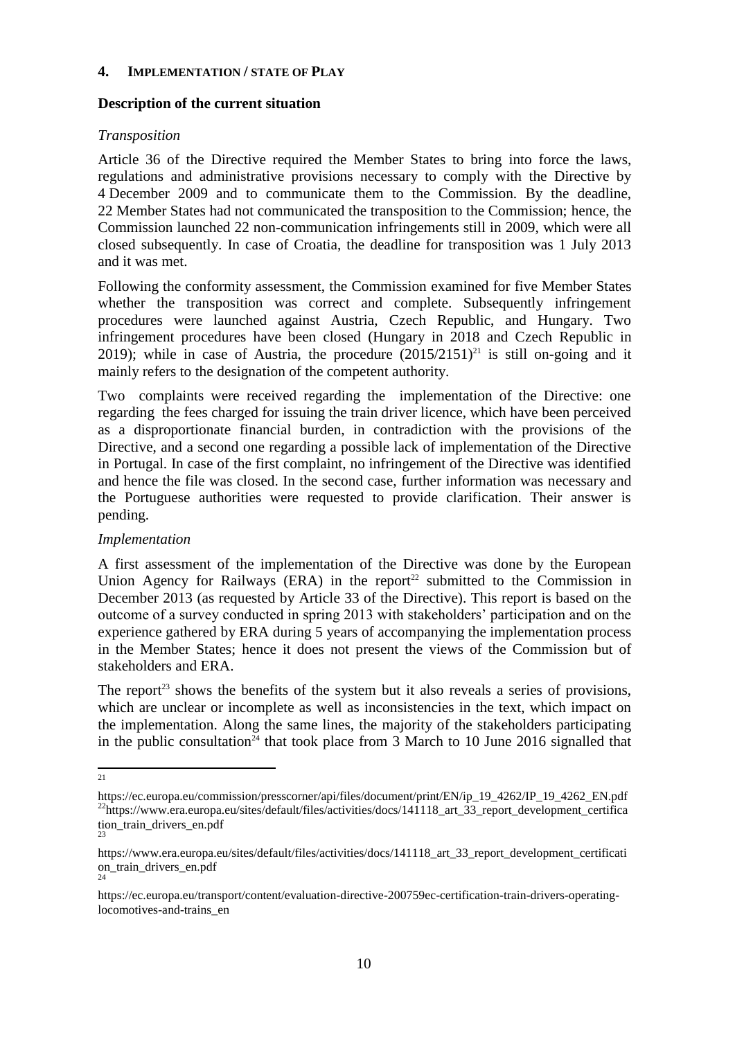## 4. IMPLEMENTATION / STATE OF PLAY

### Description of the current situation

*Transposition*

Article 36 of the Directive required the Member States to bring into force the laws, regulations and administrative provisions necessary to comply with the Directive by 4 December 2009 and to communicate them to the Commission. By the deadline, 22 Member States had not communicated the transposition to the Commission; hence, the Commission launched 22 non-communication infringements still in 2009, which were all closed subsequently. In case of Croatia, the deadline for transposition was 1 July 2013 and it was met.

Following the conformity assessment, the Commission examined for five Member States whether the transposition was correct and complete. Subsequently infringement procedures were launched against Austria, Czech Republic, and Hungary. Two infringement procedures have been closed (Hungary in 2018 and Czech Republic in 2019); while in case of Austria, the procedure (2015/2151)[21] is still on-going and it mainly refers to the designation of the competent authority.

Two complaints were received regarding the implementation of the Directive: one regarding the fees charged for issuing the train driver licence, which have been perceived as a disproportionate financial burden, in contradiction with the provisions of the Directive, and a second one regarding a possible lack of implementation of the Directive in Portugal. In case of the first complaint, no infringement of the Directive was identified and hence the file was closed. In the second case, further information was necessary and the Portuguese authorities were requested to provide clarification. Their answer is pending.

*Implementation*

A first assessment of the implementation of the Directive was done by the European Union Agency for Railways (ERA) in the report[22] submitted to the Commission in December 2013 (as requested by Article 33 of the Directive). This report is based on the outcome of a survey conducted in spring 2013 with stakeholders' participation and on the experience gathered by ERA during 5 years of accompanying the implementation process in the Member States; hence it does not present the views of the Commission but of stakeholders and ERA.

The report[23] shows the benefits of the system but it also reveals a series of provisions, which are unclear or incomplete as well as inconsistencies in the text, which impact on the implementation. Along the same lines, the majority of the stakeholders participating in the public consultation[24] that took place from 3 March to 10 June 2016 signalled that

---

[21] https://ec.europa.eu/commission/presscorner/api/files/document/print/EN/ip_19_4262/IP_19_4262_EN.pdf

[22] https://www.era.europa.eu/sites/default/files/activities/docs/141118_art_33_report_development_certification_train_drivers_en.pdf

[23] https://www.era.europa.eu/sites/default/files/activities/docs/141118_art_33_report_development_certification_train_drivers_en.pdf

[24] https://ec.europa.eu/transport/content/evaluation-directive-200759ec-certification-train-drivers-operating-locomotives-and-trains_en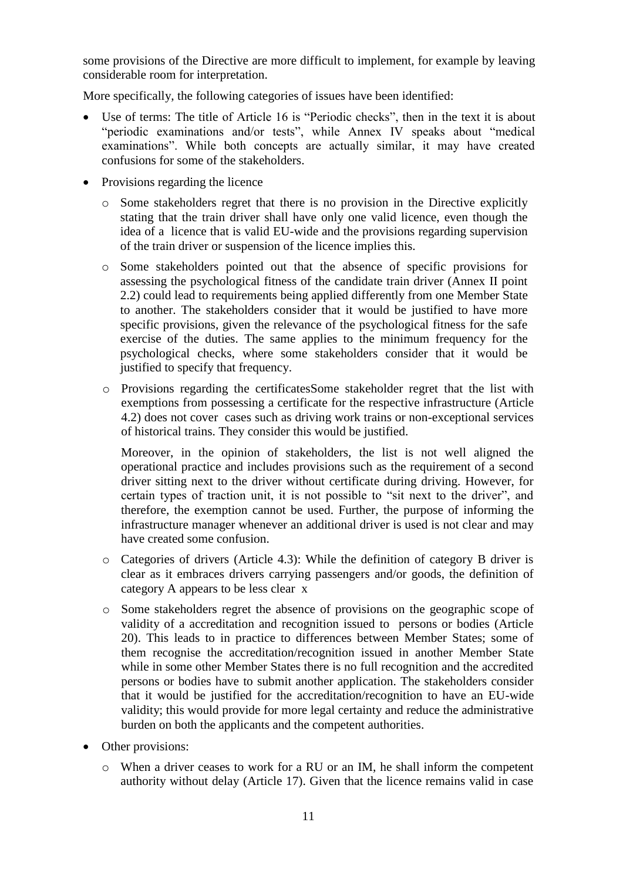some provisions of the Directive are more difficult to implement, for example by leaving considerable room for interpretation.

More specifically, the following categories of issues have been identified:

- Use of terms: The title of Article 16 is "Periodic checks", then in the text it is about "periodic examinations and/or tests", while Annex IV speaks about "medical examinations". While both concepts are actually similar, it may have created confusions for some of the stakeholders.
- Provisions regarding the licence
  - Some stakeholders regret that there is no provision in the Directive explicitly stating that the train driver shall have only one valid licence, even though the idea of a licence that is valid EU-wide and the provisions regarding supervision of the train driver or suspension of the licence implies this.
  - Some stakeholders pointed out that the absence of specific provisions for assessing the psychological fitness of the candidate train driver (Annex II point 2.2) could lead to requirements being applied differently from one Member State to another. The stakeholders consider that it would be justified to have more specific provisions, given the relevance of the psychological fitness for the safe exercise of the duties. The same applies to the minimum frequency for the psychological checks, where some stakeholders consider that it would be justified to specify that frequency.
  - Provisions regarding the certificatesSome stakeholder regret that the list with exemptions from possessing a certificate for the respective infrastructure (Article 4.2) does not cover cases such as driving work trains or non-exceptional services of historical trains. They consider this would be justified.

    Moreover, in the opinion of stakeholders, the list is not well aligned the operational practice and includes provisions such as the requirement of a second driver sitting next to the driver without certificate during driving. However, for certain types of traction unit, it is not possible to "sit next to the driver", and therefore, the exemption cannot be used. Further, the purpose of informing the infrastructure manager whenever an additional driver is used is not clear and may have created some confusion.
  - Categories of drivers (Article 4.3): While the definition of category B driver is clear as it embraces drivers carrying passengers and/or goods, the definition of category A appears to be less clear x
  - Some stakeholders regret the absence of provisions on the geographic scope of validity of a accreditation and recognition issued to persons or bodies (Article 20). This leads to in practice to differences between Member States; some of them recognise the accreditation/recognition issued in another Member State while in some other Member States there is no full recognition and the accredited persons or bodies have to submit another application. The stakeholders consider that it would be justified for the accreditation/recognition to have an EU-wide validity; this would provide for more legal certainty and reduce the administrative burden on both the applicants and the competent authorities.
- Other provisions:
  - When a driver ceases to work for a RU or an IM, he shall inform the competent authority without delay (Article 17). Given that the licence remains valid in case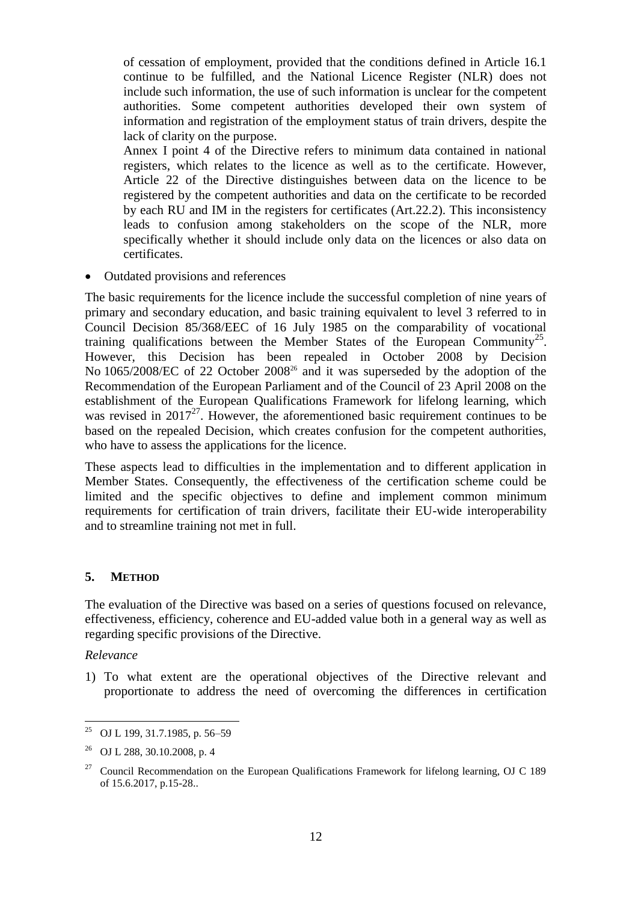of cessation of employment, provided that the conditions defined in Article 16.1 continue to be fulfilled, and the National Licence Register (NLR) does not include such information, the use of such information is unclear for the competent authorities. Some competent authorities developed their own system of information and registration of the employment status of train drivers, despite the lack of clarity on the purpose.

Annex I point 4 of the Directive refers to minimum data contained in national registers, which relates to the licence as well as to the certificate. However, Article 22 of the Directive distinguishes between data on the licence to be registered by the competent authorities and data on the certificate to be recorded by each RU and IM in the registers for certificates (Art.22.2). This inconsistency leads to confusion among stakeholders on the scope of the NLR, more specifically whether it should include only data on the licences or also data on certificates.

- Outdated provisions and references

The basic requirements for the licence include the successful completion of nine years of primary and secondary education, and basic training equivalent to level 3 referred to in Council Decision 85/368/EEC of 16 July 1985 on the comparability of vocational training qualifications between the Member States of the European Community[25]. However, this Decision has been repealed in October 2008 by Decision No 1065/2008/EC of 22 October 2008[26] and it was superseded by the adoption of the Recommendation of the European Parliament and of the Council of 23 April 2008 on the establishment of the European Qualifications Framework for lifelong learning, which was revised in 2017[27]. However, the aforementioned basic requirement continues to be based on the repealed Decision, which creates confusion for the competent authorities, who have to assess the applications for the licence.

These aspects lead to difficulties in the implementation and to different application in Member States. Consequently, the effectiveness of the certification scheme could be limited and the specific objectives to define and implement common minimum requirements for certification of train drivers, facilitate their EU-wide interoperability and to streamline training not met in full.

## 5. METHOD

The evaluation of the Directive was based on a series of questions focused on relevance, effectiveness, efficiency, coherence and EU-added value both in a general way as well as regarding specific provisions of the Directive.

*Relevance*

1) To what extent are the operational objectives of the Directive relevant and proportionate to address the need of overcoming the differences in certification

---

[25] OJ L 199, 31.7.1985, p. 56–59

[26] OJ L 288, 30.10.2008, p. 4

[27] Council Recommendation on the European Qualifications Framework for lifelong learning, OJ C 189 of 15.6.2017, p.15-28..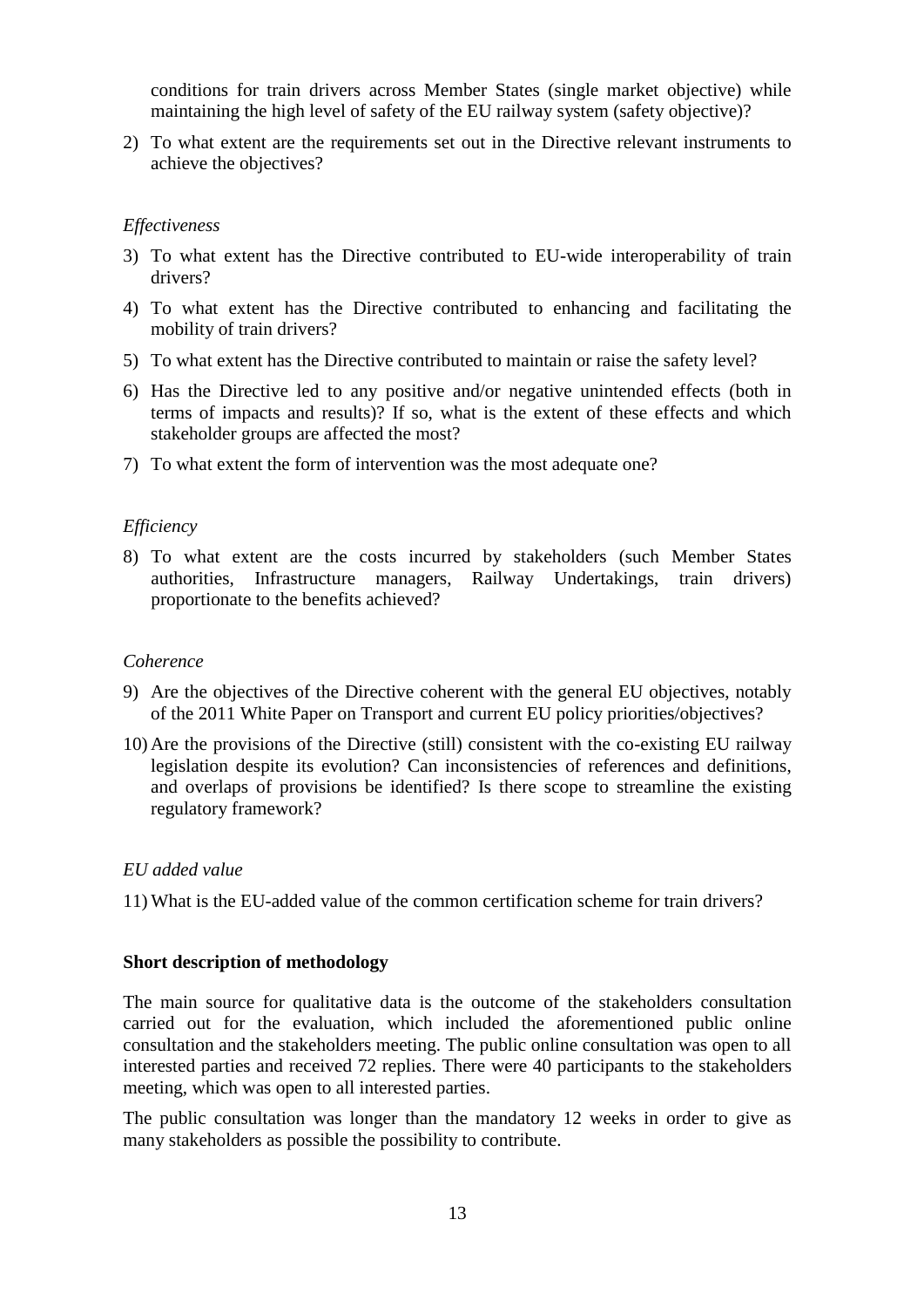conditions for train drivers across Member States (single market objective) while maintaining the high level of safety of the EU railway system (safety objective)?

2) To what extent are the requirements set out in the Directive relevant instruments to achieve the objectives?

*Effectiveness*

3) To what extent has the Directive contributed to EU-wide interoperability of train drivers?
4) To what extent has the Directive contributed to enhancing and facilitating the mobility of train drivers?
5) To what extent has the Directive contributed to maintain or raise the safety level?
6) Has the Directive led to any positive and/or negative unintended effects (both in terms of impacts and results)? If so, what is the extent of these effects and which stakeholder groups are affected the most?
7) To what extent the form of intervention was the most adequate one?

*Efficiency*

8) To what extent are the costs incurred by stakeholders (such Member States authorities, Infrastructure managers, Railway Undertakings, train drivers) proportionate to the benefits achieved?

*Coherence*

9) Are the objectives of the Directive coherent with the general EU objectives, notably of the 2011 White Paper on Transport and current EU policy priorities/objectives?
10) Are the provisions of the Directive (still) consistent with the co-existing EU railway legislation despite its evolution? Can inconsistencies of references and definitions, and overlaps of provisions be identified? Is there scope to streamline the existing regulatory framework?

*EU added value*

11) What is the EU-added value of the common certification scheme for train drivers?

**Short description of methodology**

The main source for qualitative data is the outcome of the stakeholders consultation carried out for the evaluation, which included the aforementioned public online consultation and the stakeholders meeting. The public online consultation was open to all interested parties and received 72 replies. There were 40 participants to the stakeholders meeting, which was open to all interested parties.

The public consultation was longer than the mandatory 12 weeks in order to give as many stakeholders as possible the possibility to contribute.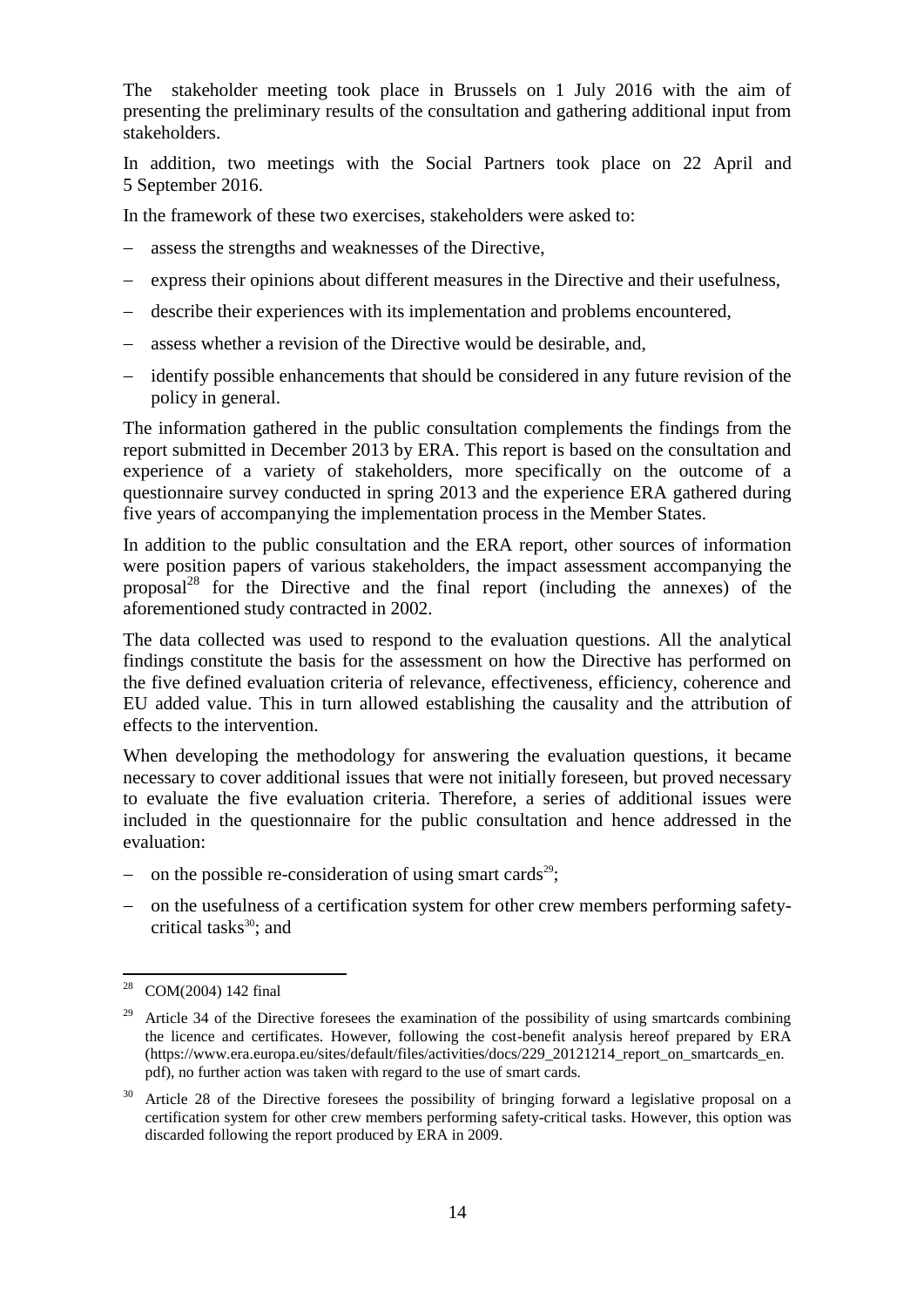The stakeholder meeting took place in Brussels on 1 July 2016 with the aim of presenting the preliminary results of the consultation and gathering additional input from stakeholders.

In addition, two meetings with the Social Partners took place on 22 April and 5 September 2016.

In the framework of these two exercises, stakeholders were asked to:

- assess the strengths and weaknesses of the Directive,
- express their opinions about different measures in the Directive and their usefulness,
- describe their experiences with its implementation and problems encountered,
- assess whether a revision of the Directive would be desirable, and,
- identify possible enhancements that should be considered in any future revision of the policy in general.

The information gathered in the public consultation complements the findings from the report submitted in December 2013 by ERA. This report is based on the consultation and experience of a variety of stakeholders, more specifically on the outcome of a questionnaire survey conducted in spring 2013 and the experience ERA gathered during five years of accompanying the implementation process in the Member States.

In addition to the public consultation and the ERA report, other sources of information were position papers of various stakeholders, the impact assessment accompanying the proposal[28] for the Directive and the final report (including the annexes) of the aforementioned study contracted in 2002.

The data collected was used to respond to the evaluation questions. All the analytical findings constitute the basis for the assessment on how the Directive has performed on the five defined evaluation criteria of relevance, effectiveness, efficiency, coherence and EU added value. This in turn allowed establishing the causality and the attribution of effects to the intervention.

When developing the methodology for answering the evaluation questions, it became necessary to cover additional issues that were not initially foreseen, but proved necessary to evaluate the five evaluation criteria. Therefore, a series of additional issues were included in the questionnaire for the public consultation and hence addressed in the evaluation:

- on the possible re-consideration of using smart cards[29];
- on the usefulness of a certification system for other crew members performing safety-critical tasks[30]; and

---

[28] COM(2004) 142 final

[29] Article 34 of the Directive foresees the examination of the possibility of using smartcards combining the licence and certificates. However, following the cost-benefit analysis hereof prepared by ERA (https://www.era.europa.eu/sites/default/files/activities/docs/229_20121214_report_on_smartcards_en.pdf), no further action was taken with regard to the use of smart cards.

[30] Article 28 of the Directive foresees the possibility of bringing forward a legislative proposal on a certification system for other crew members performing safety-critical tasks. However, this option was discarded following the report produced by ERA in 2009.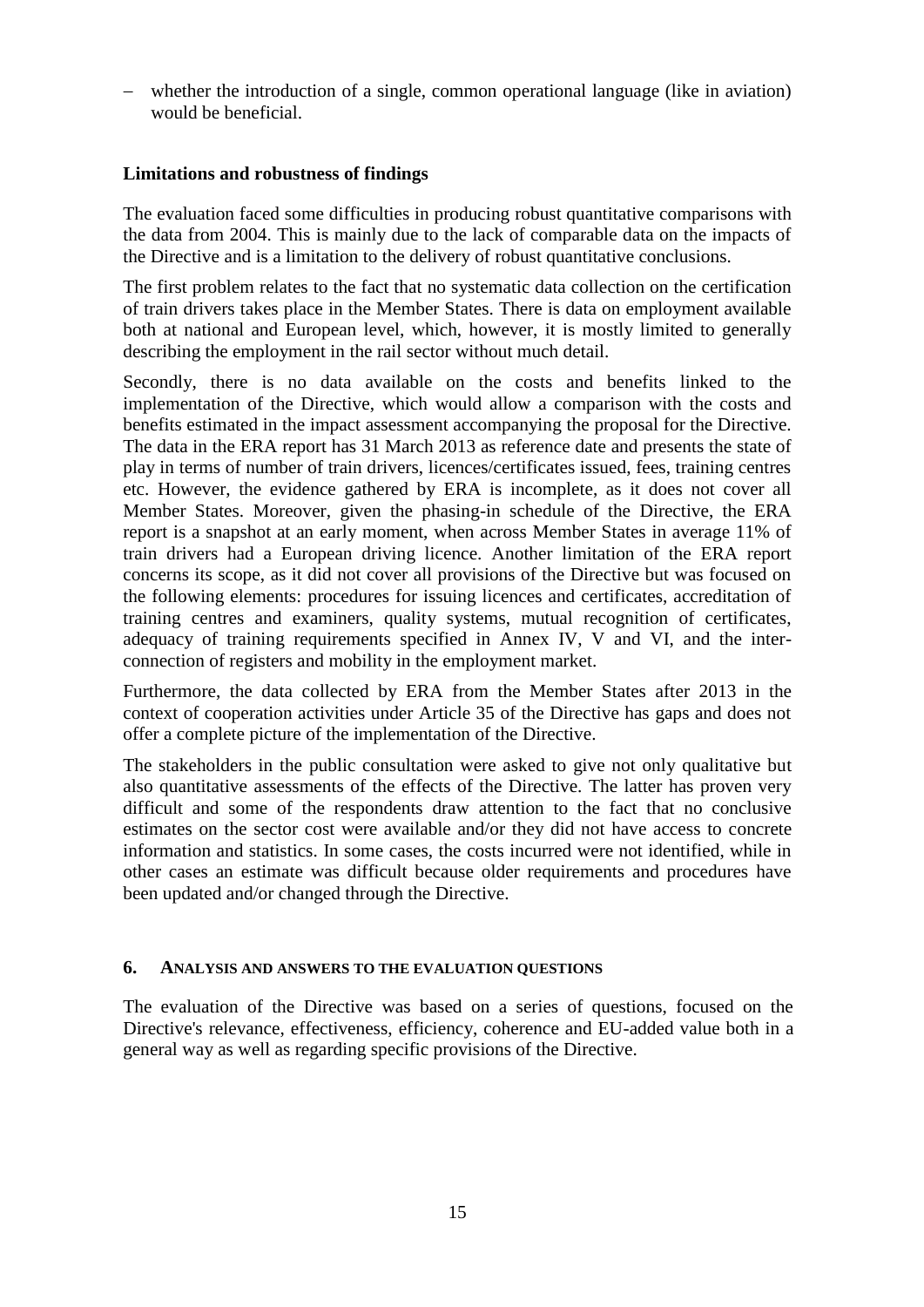- whether the introduction of a single, common operational language (like in aviation) would be beneficial.

**Limitations and robustness of findings**

The evaluation faced some difficulties in producing robust quantitative comparisons with the data from 2004. This is mainly due to the lack of comparable data on the impacts of the Directive and is a limitation to the delivery of robust quantitative conclusions.

The first problem relates to the fact that no systematic data collection on the certification of train drivers takes place in the Member States. There is data on employment available both at national and European level, which, however, it is mostly limited to generally describing the employment in the rail sector without much detail.

Secondly, there is no data available on the costs and benefits linked to the implementation of the Directive, which would allow a comparison with the costs and benefits estimated in the impact assessment accompanying the proposal for the Directive. The data in the ERA report has 31 March 2013 as reference date and presents the state of play in terms of number of train drivers, licences/certificates issued, fees, training centres etc. However, the evidence gathered by ERA is incomplete, as it does not cover all Member States. Moreover, given the phasing-in schedule of the Directive, the ERA report is a snapshot at an early moment, when across Member States in average 11% of train drivers had a European driving licence. Another limitation of the ERA report concerns its scope, as it did not cover all provisions of the Directive but was focused on the following elements: procedures for issuing licences and certificates, accreditation of training centres and examiners, quality systems, mutual recognition of certificates, adequacy of training requirements specified in Annex IV, V and VI, and the inter-connection of registers and mobility in the employment market.

Furthermore, the data collected by ERA from the Member States after 2013 in the context of cooperation activities under Article 35 of the Directive has gaps and does not offer a complete picture of the implementation of the Directive.

The stakeholders in the public consultation were asked to give not only qualitative but also quantitative assessments of the effects of the Directive. The latter has proven very difficult and some of the respondents draw attention to the fact that no conclusive estimates on the sector cost were available and/or they did not have access to concrete information and statistics. In some cases, the costs incurred were not identified, while in other cases an estimate was difficult because older requirements and procedures have been updated and/or changed through the Directive.

## 6. Analysis and answers to the evaluation questions

The evaluation of the Directive was based on a series of questions, focused on the Directive's relevance, effectiveness, efficiency, coherence and EU-added value both in a general way as well as regarding specific provisions of the Directive.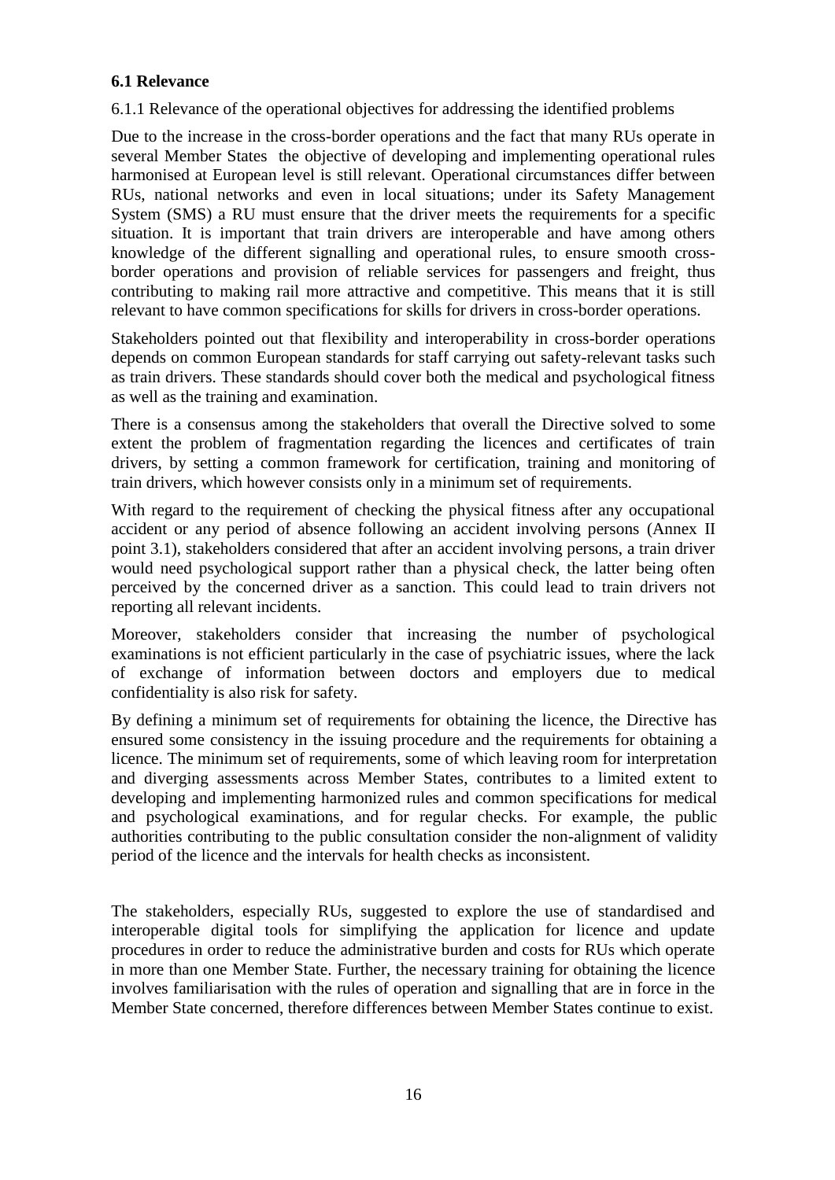**6.1 Relevance**

6.1.1 Relevance of the operational objectives for addressing the identified problems

Due to the increase in the cross-border operations and the fact that many RUs operate in several Member States the objective of developing and implementing operational rules harmonised at European level is still relevant. Operational circumstances differ between RUs, national networks and even in local situations; under its Safety Management System (SMS) a RU must ensure that the driver meets the requirements for a specific situation. It is important that train drivers are interoperable and have among others knowledge of the different signalling and operational rules, to ensure smooth cross-border operations and provision of reliable services for passengers and freight, thus contributing to making rail more attractive and competitive. This means that it is still relevant to have common specifications for skills for drivers in cross-border operations.

Stakeholders pointed out that flexibility and interoperability in cross-border operations depends on common European standards for staff carrying out safety-relevant tasks such as train drivers. These standards should cover both the medical and psychological fitness as well as the training and examination.

There is a consensus among the stakeholders that overall the Directive solved to some extent the problem of fragmentation regarding the licences and certificates of train drivers, by setting a common framework for certification, training and monitoring of train drivers, which however consists only in a minimum set of requirements.

With regard to the requirement of checking the physical fitness after any occupational accident or any period of absence following an accident involving persons (Annex II point 3.1), stakeholders considered that after an accident involving persons, a train driver would need psychological support rather than a physical check, the latter being often perceived by the concerned driver as a sanction. This could lead to train drivers not reporting all relevant incidents.

Moreover, stakeholders consider that increasing the number of psychological examinations is not efficient particularly in the case of psychiatric issues, where the lack of exchange of information between doctors and employers due to medical confidentiality is also risk for safety.

By defining a minimum set of requirements for obtaining the licence, the Directive has ensured some consistency in the issuing procedure and the requirements for obtaining a licence. The minimum set of requirements, some of which leaving room for interpretation and diverging assessments across Member States, contributes to a limited extent to developing and implementing harmonized rules and common specifications for medical and psychological examinations, and for regular checks. For example, the public authorities contributing to the public consultation consider the non-alignment of validity period of the licence and the intervals for health checks as inconsistent.

The stakeholders, especially RUs, suggested to explore the use of standardised and interoperable digital tools for simplifying the application for licence and update procedures in order to reduce the administrative burden and costs for RUs which operate in more than one Member State. Further, the necessary training for obtaining the licence involves familiarisation with the rules of operation and signalling that are in force in the Member State concerned, therefore differences between Member States continue to exist.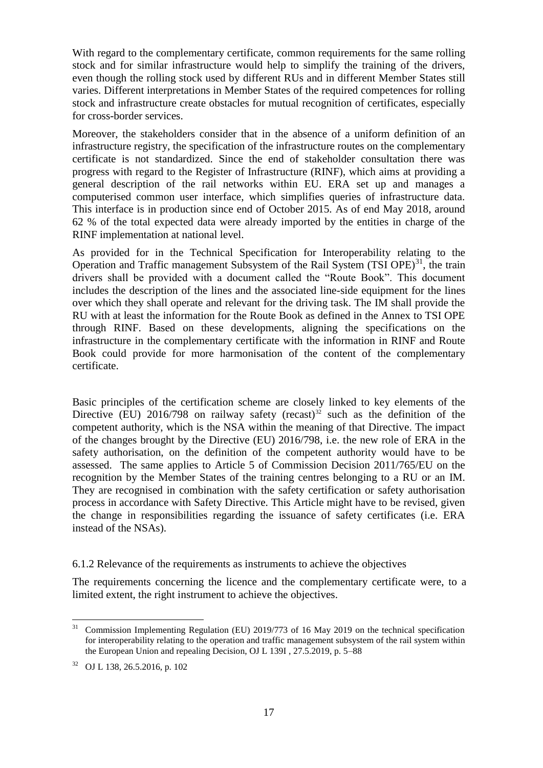With regard to the complementary certificate, common requirements for the same rolling stock and for similar infrastructure would help to simplify the training of the drivers, even though the rolling stock used by different RUs and in different Member States still varies. Different interpretations in Member States of the required competences for rolling stock and infrastructure create obstacles for mutual recognition of certificates, especially for cross-border services.

Moreover, the stakeholders consider that in the absence of a uniform definition of an infrastructure registry, the specification of the infrastructure routes on the complementary certificate is not standardized. Since the end of stakeholder consultation there was progress with regard to the Register of Infrastructure (RINF), which aims at providing a general description of the rail networks within EU. ERA set up and manages a computerised common user interface, which simplifies queries of infrastructure data. This interface is in production since end of October 2015. As of end May 2018, around 62 % of the total expected data were already imported by the entities in charge of the RINF implementation at national level.

As provided for in the Technical Specification for Interoperability relating to the Operation and Traffic management Subsystem of the Rail System (TSI OPE)[31], the train drivers shall be provided with a document called the "Route Book". This document includes the description of the lines and the associated line-side equipment for the lines over which they shall operate and relevant for the driving task. The IM shall provide the RU with at least the information for the Route Book as defined in the Annex to TSI OPE through RINF. Based on these developments, aligning the specifications on the infrastructure in the complementary certificate with the information in RINF and Route Book could provide for more harmonisation of the content of the complementary certificate.

Basic principles of the certification scheme are closely linked to key elements of the Directive (EU) 2016/798 on railway safety (recast)[32] such as the definition of the competent authority, which is the NSA within the meaning of that Directive. The impact of the changes brought by the Directive (EU) 2016/798, i.e. the new role of ERA in the safety authorisation, on the definition of the competent authority would have to be assessed. The same applies to Article 5 of Commission Decision 2011/765/EU on the recognition by the Member States of the training centres belonging to a RU or an IM. They are recognised in combination with the safety certification or safety authorisation process in accordance with Safety Directive. This Article might have to be revised, given the change in responsibilities regarding the issuance of safety certificates (i.e. ERA instead of the NSAs).

### 6.1.2 Relevance of the requirements as instruments to achieve the objectives

The requirements concerning the licence and the complementary certificate were, to a limited extent, the right instrument to achieve the objectives.

---

[31] Commission Implementing Regulation (EU) 2019/773 of 16 May 2019 on the technical specification for interoperability relating to the operation and traffic management subsystem of the rail system within the European Union and repealing Decision, OJ L 139I , 27.5.2019, p. 5–88

[32] OJ L 138, 26.5.2016, p. 102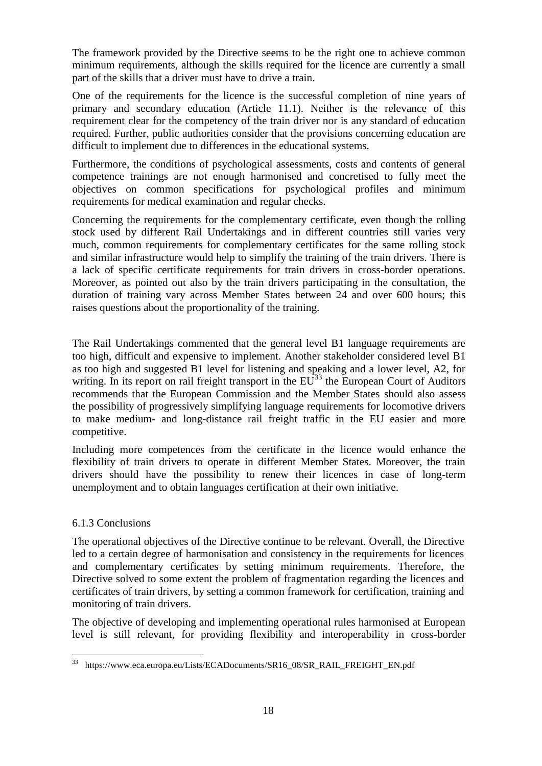The framework provided by the Directive seems to be the right one to achieve common minimum requirements, although the skills required for the licence are currently a small part of the skills that a driver must have to drive a train.

One of the requirements for the licence is the successful completion of nine years of primary and secondary education (Article 11.1). Neither is the relevance of this requirement clear for the competency of the train driver nor is any standard of education required. Further, public authorities consider that the provisions concerning education are difficult to implement due to differences in the educational systems.

Furthermore, the conditions of psychological assessments, costs and contents of general competence trainings are not enough harmonised and concretised to fully meet the objectives on common specifications for psychological profiles and minimum requirements for medical examination and regular checks.

Concerning the requirements for the complementary certificate, even though the rolling stock used by different Rail Undertakings and in different countries still varies very much, common requirements for complementary certificates for the same rolling stock and similar infrastructure would help to simplify the training of the train drivers. There is a lack of specific certificate requirements for train drivers in cross-border operations. Moreover, as pointed out also by the train drivers participating in the consultation, the duration of training vary across Member States between 24 and over 600 hours; this raises questions about the proportionality of the training.

The Rail Undertakings commented that the general level B1 language requirements are too high, difficult and expensive to implement. Another stakeholder considered level B1 as too high and suggested B1 level for listening and speaking and a lower level, A2, for writing. In its report on rail freight transport in the EU[33] the European Court of Auditors recommends that the European Commission and the Member States should also assess the possibility of progressively simplifying language requirements for locomotive drivers to make medium- and long-distance rail freight traffic in the EU easier and more competitive.

Including more competences from the certificate in the licence would enhance the flexibility of train drivers to operate in different Member States. Moreover, the train drivers should have the possibility to renew their licences in case of long-term unemployment and to obtain languages certification at their own initiative.

### 6.1.3 Conclusions

The operational objectives of the Directive continue to be relevant. Overall, the Directive led to a certain degree of harmonisation and consistency in the requirements for licences and complementary certificates by setting minimum requirements. Therefore, the Directive solved to some extent the problem of fragmentation regarding the licences and certificates of train drivers, by setting a common framework for certification, training and monitoring of train drivers.

The objective of developing and implementing operational rules harmonised at European level is still relevant, for providing flexibility and interoperability in cross-border

[33] https://www.eca.europa.eu/Lists/ECADocuments/SR16_08/SR_RAIL_FREIGHT_EN.pdf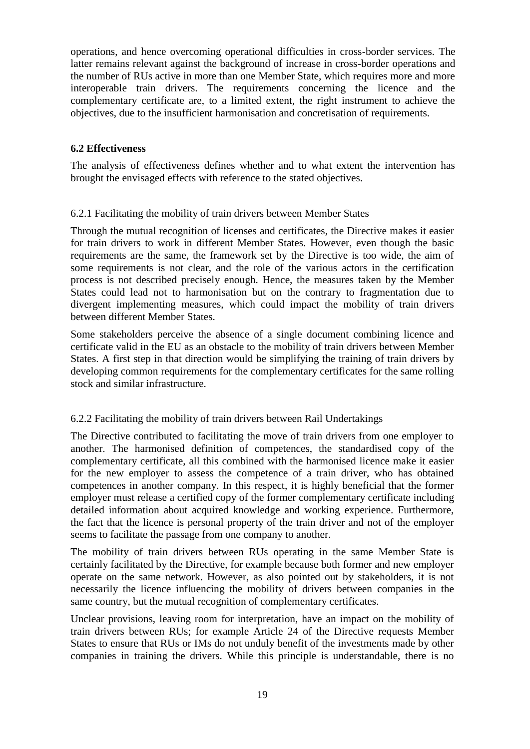operations, and hence overcoming operational difficulties in cross-border services. The latter remains relevant against the background of increase in cross-border operations and the number of RUs active in more than one Member State, which requires more and more interoperable train drivers. The requirements concerning the licence and the complementary certificate are, to a limited extent, the right instrument to achieve the objectives, due to the insufficient harmonisation and concretisation of requirements.

### 6.2 Effectiveness

The analysis of effectiveness defines whether and to what extent the intervention has brought the envisaged effects with reference to the stated objectives.

#### 6.2.1 Facilitating the mobility of train drivers between Member States

Through the mutual recognition of licenses and certificates, the Directive makes it easier for train drivers to work in different Member States. However, even though the basic requirements are the same, the framework set by the Directive is too wide, the aim of some requirements is not clear, and the role of the various actors in the certification process is not described precisely enough. Hence, the measures taken by the Member States could lead not to harmonisation but on the contrary to fragmentation due to divergent implementing measures, which could impact the mobility of train drivers between different Member States.

Some stakeholders perceive the absence of a single document combining licence and certificate valid in the EU as an obstacle to the mobility of train drivers between Member States. A first step in that direction would be simplifying the training of train drivers by developing common requirements for the complementary certificates for the same rolling stock and similar infrastructure.

#### 6.2.2 Facilitating the mobility of train drivers between Rail Undertakings

The Directive contributed to facilitating the move of train drivers from one employer to another. The harmonised definition of competences, the standardised copy of the complementary certificate, all this combined with the harmonised licence make it easier for the new employer to assess the competence of a train driver, who has obtained competences in another company. In this respect, it is highly beneficial that the former employer must release a certified copy of the former complementary certificate including detailed information about acquired knowledge and working experience. Furthermore, the fact that the licence is personal property of the train driver and not of the employer seems to facilitate the passage from one company to another.

The mobility of train drivers between RUs operating in the same Member State is certainly facilitated by the Directive, for example because both former and new employer operate on the same network. However, as also pointed out by stakeholders, it is not necessarily the licence influencing the mobility of drivers between companies in the same country, but the mutual recognition of complementary certificates.

Unclear provisions, leaving room for interpretation, have an impact on the mobility of train drivers between RUs; for example Article 24 of the Directive requests Member States to ensure that RUs or IMs do not unduly benefit of the investments made by other companies in training the drivers. While this principle is understandable, there is no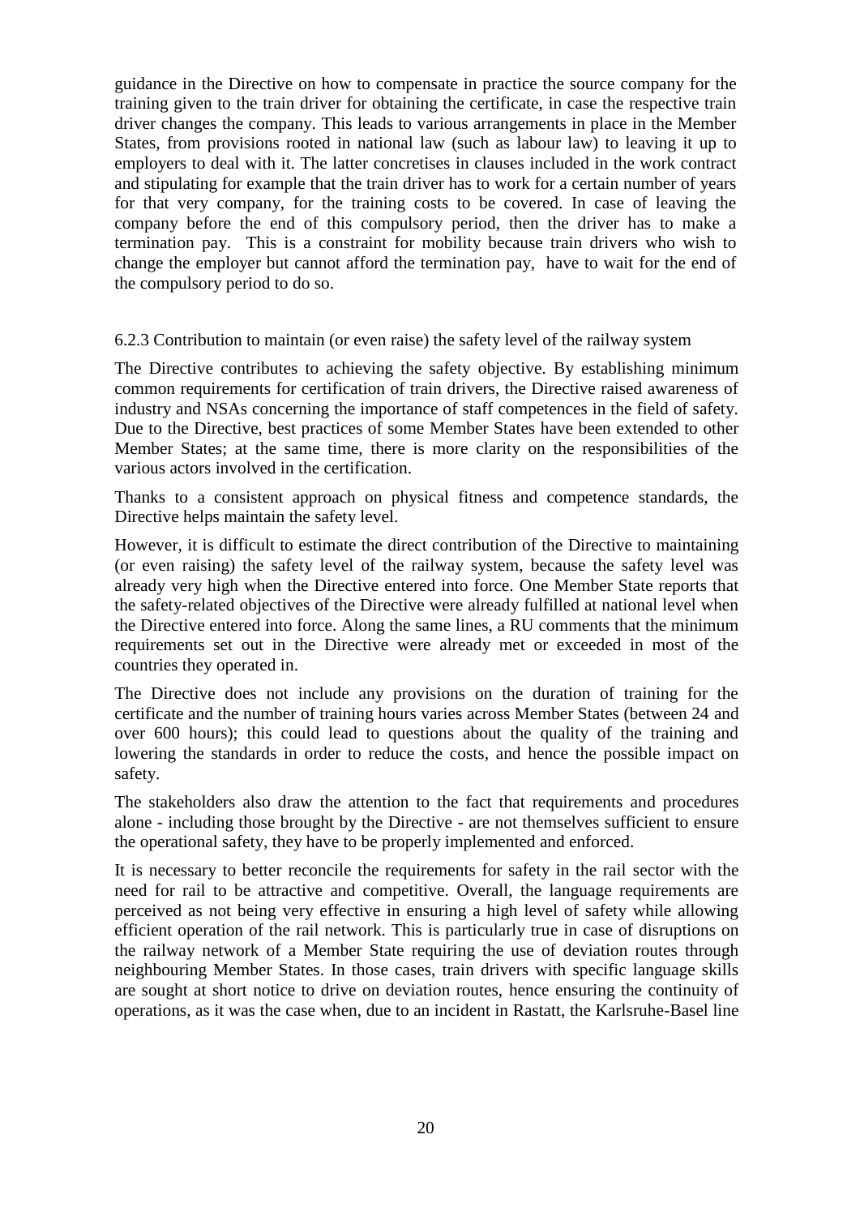guidance in the Directive on how to compensate in practice the source company for the training given to the train driver for obtaining the certificate, in case the respective train driver changes the company. This leads to various arrangements in place in the Member States, from provisions rooted in national law (such as labour law) to leaving it up to employers to deal with it. The latter concretises in clauses included in the work contract and stipulating for example that the train driver has to work for a certain number of years for that very company, for the training costs to be covered. In case of leaving the company before the end of this compulsory period, then the driver has to make a termination pay. This is a constraint for mobility because train drivers who wish to change the employer but cannot afford the termination pay, have to wait for the end of the compulsory period to do so.

### 6.2.3 Contribution to maintain (or even raise) the safety level of the railway system

The Directive contributes to achieving the safety objective. By establishing minimum common requirements for certification of train drivers, the Directive raised awareness of industry and NSAs concerning the importance of staff competences in the field of safety. Due to the Directive, best practices of some Member States have been extended to other Member States; at the same time, there is more clarity on the responsibilities of the various actors involved in the certification.

Thanks to a consistent approach on physical fitness and competence standards, the Directive helps maintain the safety level.

However, it is difficult to estimate the direct contribution of the Directive to maintaining (or even raising) the safety level of the railway system, because the safety level was already very high when the Directive entered into force. One Member State reports that the safety-related objectives of the Directive were already fulfilled at national level when the Directive entered into force. Along the same lines, a RU comments that the minimum requirements set out in the Directive were already met or exceeded in most of the countries they operated in.

The Directive does not include any provisions on the duration of training for the certificate and the number of training hours varies across Member States (between 24 and over 600 hours); this could lead to questions about the quality of the training and lowering the standards in order to reduce the costs, and hence the possible impact on safety.

The stakeholders also draw the attention to the fact that requirements and procedures alone - including those brought by the Directive - are not themselves sufficient to ensure the operational safety, they have to be properly implemented and enforced.

It is necessary to better reconcile the requirements for safety in the rail sector with the need for rail to be attractive and competitive. Overall, the language requirements are perceived as not being very effective in ensuring a high level of safety while allowing efficient operation of the rail network. This is particularly true in case of disruptions on the railway network of a Member State requiring the use of deviation routes through neighbouring Member States. In those cases, train drivers with specific language skills are sought at short notice to drive on deviation routes, hence ensuring the continuity of operations, as it was the case when, due to an incident in Rastatt, the Karlsruhe-Basel line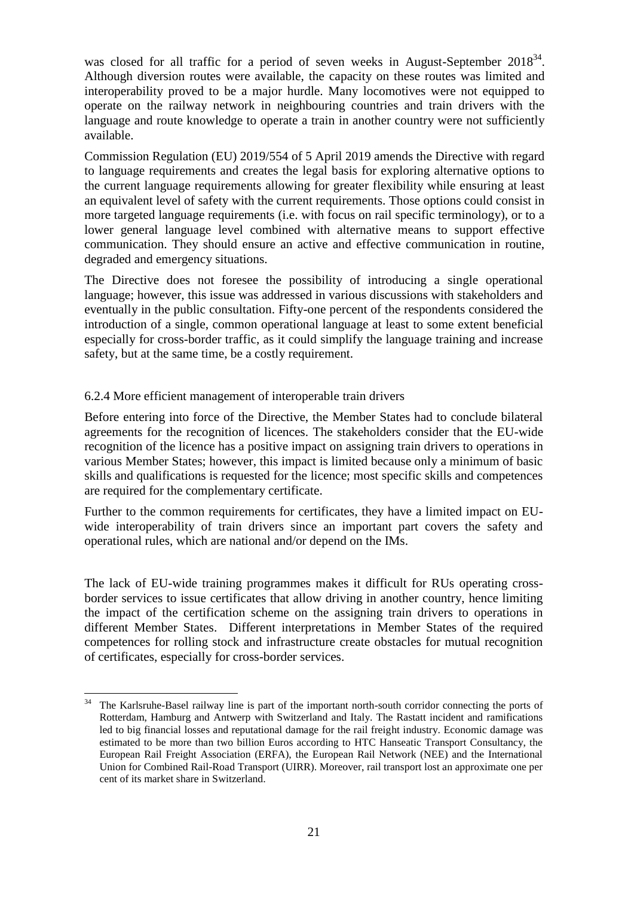was closed for all traffic for a period of seven weeks in August-September 2018[34]. Although diversion routes were available, the capacity on these routes was limited and interoperability proved to be a major hurdle. Many locomotives were not equipped to operate on the railway network in neighbouring countries and train drivers with the language and route knowledge to operate a train in another country were not sufficiently available.

Commission Regulation (EU) 2019/554 of 5 April 2019 amends the Directive with regard to language requirements and creates the legal basis for exploring alternative options to the current language requirements allowing for greater flexibility while ensuring at least an equivalent level of safety with the current requirements. Those options could consist in more targeted language requirements (i.e. with focus on rail specific terminology), or to a lower general language level combined with alternative means to support effective communication. They should ensure an active and effective communication in routine, degraded and emergency situations.

The Directive does not foresee the possibility of introducing a single operational language; however, this issue was addressed in various discussions with stakeholders and eventually in the public consultation. Fifty-one percent of the respondents considered the introduction of a single, common operational language at least to some extent beneficial especially for cross-border traffic, as it could simplify the language training and increase safety, but at the same time, be a costly requirement.

### 6.2.4 More efficient management of interoperable train drivers

Before entering into force of the Directive, the Member States had to conclude bilateral agreements for the recognition of licences. The stakeholders consider that the EU-wide recognition of the licence has a positive impact on assigning train drivers to operations in various Member States; however, this impact is limited because only a minimum of basic skills and qualifications is requested for the licence; most specific skills and competences are required for the complementary certificate.

Further to the common requirements for certificates, they have a limited impact on EU-wide interoperability of train drivers since an important part covers the safety and operational rules, which are national and/or depend on the IMs.

The lack of EU-wide training programmes makes it difficult for RUs operating cross-border services to issue certificates that allow driving in another country, hence limiting the impact of the certification scheme on the assigning train drivers to operations in different Member States. Different interpretations in Member States of the required competences for rolling stock and infrastructure create obstacles for mutual recognition of certificates, especially for cross-border services.

[34] The Karlsruhe-Basel railway line is part of the important north-south corridor connecting the ports of Rotterdam, Hamburg and Antwerp with Switzerland and Italy. The Rastatt incident and ramifications led to big financial losses and reputational damage for the rail freight industry. Economic damage was estimated to be more than two billion Euros according to HTC Hanseatic Transport Consultancy, the European Rail Freight Association (ERFA), the European Rail Network (NEE) and the International Union for Combined Rail-Road Transport (UIRR). Moreover, rail transport lost an approximate one per cent of its market share in Switzerland.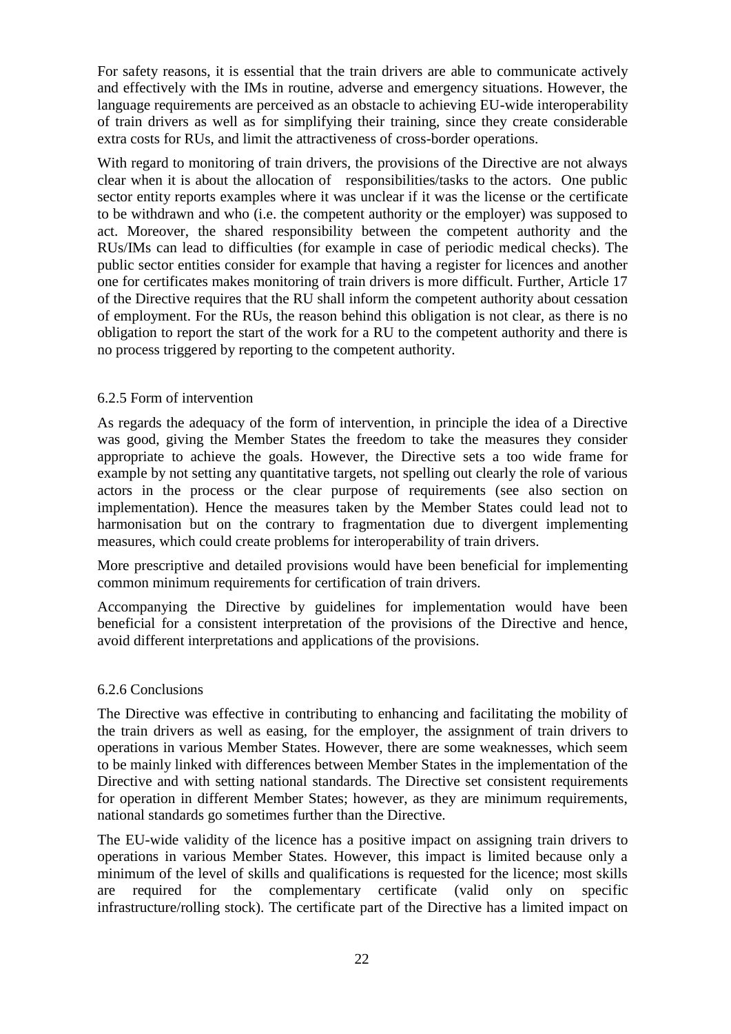For safety reasons, it is essential that the train drivers are able to communicate actively and effectively with the IMs in routine, adverse and emergency situations. However, the language requirements are perceived as an obstacle to achieving EU-wide interoperability of train drivers as well as for simplifying their training, since they create considerable extra costs for RUs, and limit the attractiveness of cross-border operations.

With regard to monitoring of train drivers, the provisions of the Directive are not always clear when it is about the allocation of responsibilities/tasks to the actors. One public sector entity reports examples where it was unclear if it was the license or the certificate to be withdrawn and who (i.e. the competent authority or the employer) was supposed to act. Moreover, the shared responsibility between the competent authority and the RUs/IMs can lead to difficulties (for example in case of periodic medical checks). The public sector entities consider for example that having a register for licences and another one for certificates makes monitoring of train drivers is more difficult. Further, Article 17 of the Directive requires that the RU shall inform the competent authority about cessation of employment. For the RUs, the reason behind this obligation is not clear, as there is no obligation to report the start of the work for a RU to the competent authority and there is no process triggered by reporting to the competent authority.

### 6.2.5 Form of intervention

As regards the adequacy of the form of intervention, in principle the idea of a Directive was good, giving the Member States the freedom to take the measures they consider appropriate to achieve the goals. However, the Directive sets a too wide frame for example by not setting any quantitative targets, not spelling out clearly the role of various actors in the process or the clear purpose of requirements (see also section on implementation). Hence the measures taken by the Member States could lead not to harmonisation but on the contrary to fragmentation due to divergent implementing measures, which could create problems for interoperability of train drivers.

More prescriptive and detailed provisions would have been beneficial for implementing common minimum requirements for certification of train drivers.

Accompanying the Directive by guidelines for implementation would have been beneficial for a consistent interpretation of the provisions of the Directive and hence, avoid different interpretations and applications of the provisions.

### 6.2.6 Conclusions

The Directive was effective in contributing to enhancing and facilitating the mobility of the train drivers as well as easing, for the employer, the assignment of train drivers to operations in various Member States. However, there are some weaknesses, which seem to be mainly linked with differences between Member States in the implementation of the Directive and with setting national standards. The Directive set consistent requirements for operation in different Member States; however, as they are minimum requirements, national standards go sometimes further than the Directive.

The EU-wide validity of the licence has a positive impact on assigning train drivers to operations in various Member States. However, this impact is limited because only a minimum of the level of skills and qualifications is requested for the licence; most skills are required for the complementary certificate (valid only on specific infrastructure/rolling stock). The certificate part of the Directive has a limited impact on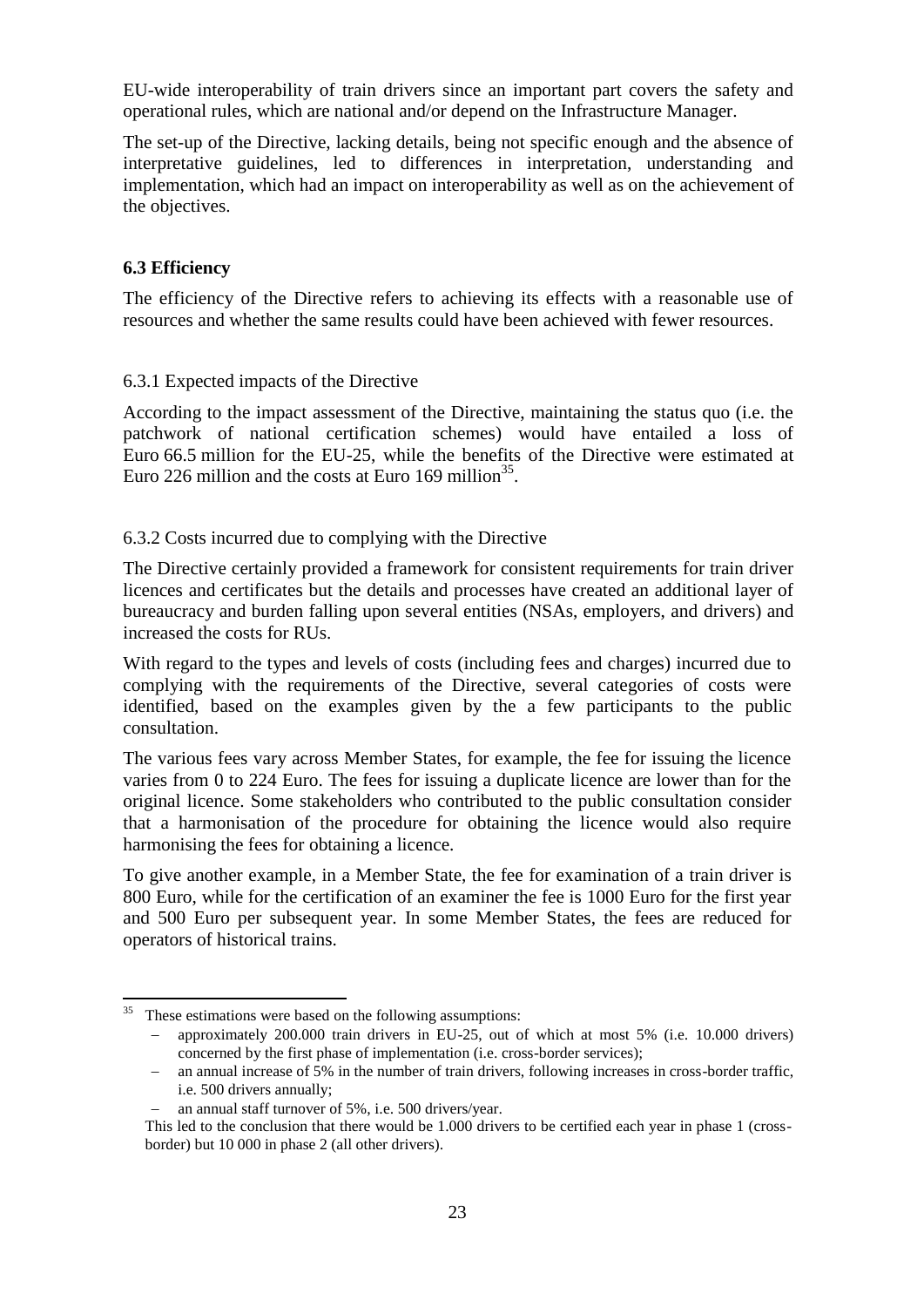EU-wide interoperability of train drivers since an important part covers the safety and operational rules, which are national and/or depend on the Infrastructure Manager.

The set-up of the Directive, lacking details, being not specific enough and the absence of interpretative guidelines, led to differences in interpretation, understanding and implementation, which had an impact on interoperability as well as on the achievement of the objectives.

### 6.3 Efficiency

The efficiency of the Directive refers to achieving its effects with a reasonable use of resources and whether the same results could have been achieved with fewer resources.

#### 6.3.1 Expected impacts of the Directive

According to the impact assessment of the Directive, maintaining the status quo (i.e. the patchwork of national certification schemes) would have entailed a loss of Euro 66.5 million for the EU-25, while the benefits of the Directive were estimated at Euro 226 million and the costs at Euro 169 million[35].

#### 6.3.2 Costs incurred due to complying with the Directive

The Directive certainly provided a framework for consistent requirements for train driver licences and certificates but the details and processes have created an additional layer of bureaucracy and burden falling upon several entities (NSAs, employers, and drivers) and increased the costs for RUs.

With regard to the types and levels of costs (including fees and charges) incurred due to complying with the requirements of the Directive, several categories of costs were identified, based on the examples given by the a few participants to the public consultation.

The various fees vary across Member States, for example, the fee for issuing the licence varies from 0 to 224 Euro. The fees for issuing a duplicate licence are lower than for the original licence. Some stakeholders who contributed to the public consultation consider that a harmonisation of the procedure for obtaining the licence would also require harmonising the fees for obtaining a licence.

To give another example, in a Member State, the fee for examination of a train driver is 800 Euro, while for the certification of an examiner the fee is 1000 Euro for the first year and 500 Euro per subsequent year. In some Member States, the fees are reduced for operators of historical trains.

---

[35] These estimations were based on the following assumptions:

- approximately 200.000 train drivers in EU-25, out of which at most 5% (i.e. 10.000 drivers) concerned by the first phase of implementation (i.e. cross-border services);
- an annual increase of 5% in the number of train drivers, following increases in cross-border traffic, i.e. 500 drivers annually;
- an annual staff turnover of 5%, i.e. 500 drivers/year.

This led to the conclusion that there would be 1.000 drivers to be certified each year in phase 1 (cross-border) but 10 000 in phase 2 (all other drivers).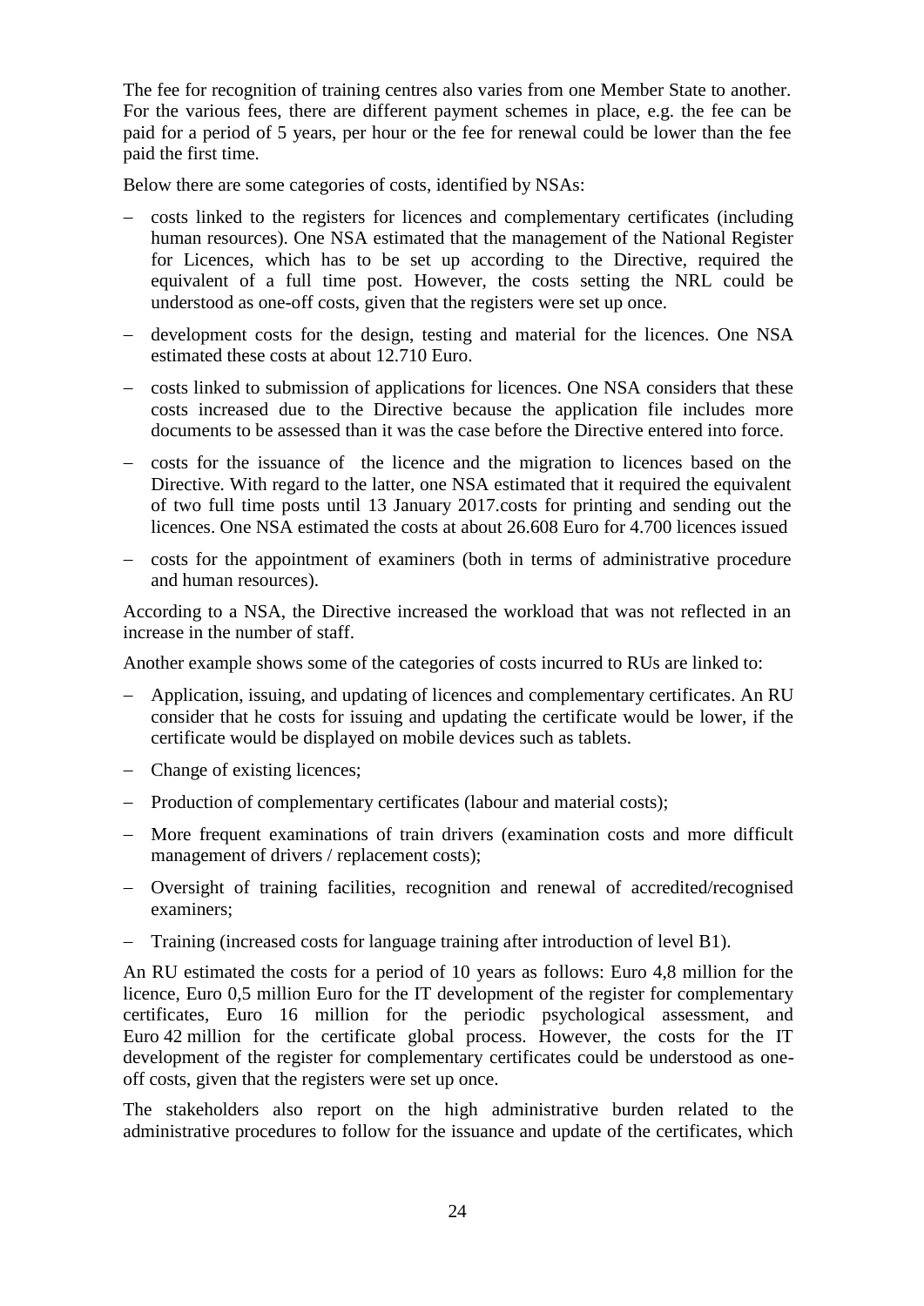The fee for recognition of training centres also varies from one Member State to another. For the various fees, there are different payment schemes in place, e.g. the fee can be paid for a period of 5 years, per hour or the fee for renewal could be lower than the fee paid the first time.

Below there are some categories of costs, identified by NSAs:

- costs linked to the registers for licences and complementary certificates (including human resources). One NSA estimated that the management of the National Register for Licences, which has to be set up according to the Directive, required the equivalent of a full time post. However, the costs setting the NRL could be understood as one-off costs, given that the registers were set up once.
- development costs for the design, testing and material for the licences. One NSA estimated these costs at about 12.710 Euro.
- costs linked to submission of applications for licences. One NSA considers that these costs increased due to the Directive because the application file includes more documents to be assessed than it was the case before the Directive entered into force.
- costs for the issuance of the licence and the migration to licences based on the Directive. With regard to the latter, one NSA estimated that it required the equivalent of two full time posts until 13 January 2017.costs for printing and sending out the licences. One NSA estimated the costs at about 26.608 Euro for 4.700 licences issued
- costs for the appointment of examiners (both in terms of administrative procedure and human resources).

According to a NSA, the Directive increased the workload that was not reflected in an increase in the number of staff.

Another example shows some of the categories of costs incurred to RUs are linked to:

- Application, issuing, and updating of licences and complementary certificates. An RU consider that he costs for issuing and updating the certificate would be lower, if the certificate would be displayed on mobile devices such as tablets.
- Change of existing licences;
- Production of complementary certificates (labour and material costs);
- More frequent examinations of train drivers (examination costs and more difficult management of drivers / replacement costs);
- Oversight of training facilities, recognition and renewal of accredited/recognised examiners;
- Training (increased costs for language training after introduction of level B1).

An RU estimated the costs for a period of 10 years as follows: Euro 4,8 million for the licence, Euro 0,5 million Euro for the IT development of the register for complementary certificates, Euro 16 million for the periodic psychological assessment, and Euro 42 million for the certificate global process. However, the costs for the IT development of the register for complementary certificates could be understood as one-off costs, given that the registers were set up once.

The stakeholders also report on the high administrative burden related to the administrative procedures to follow for the issuance and update of the certificates, which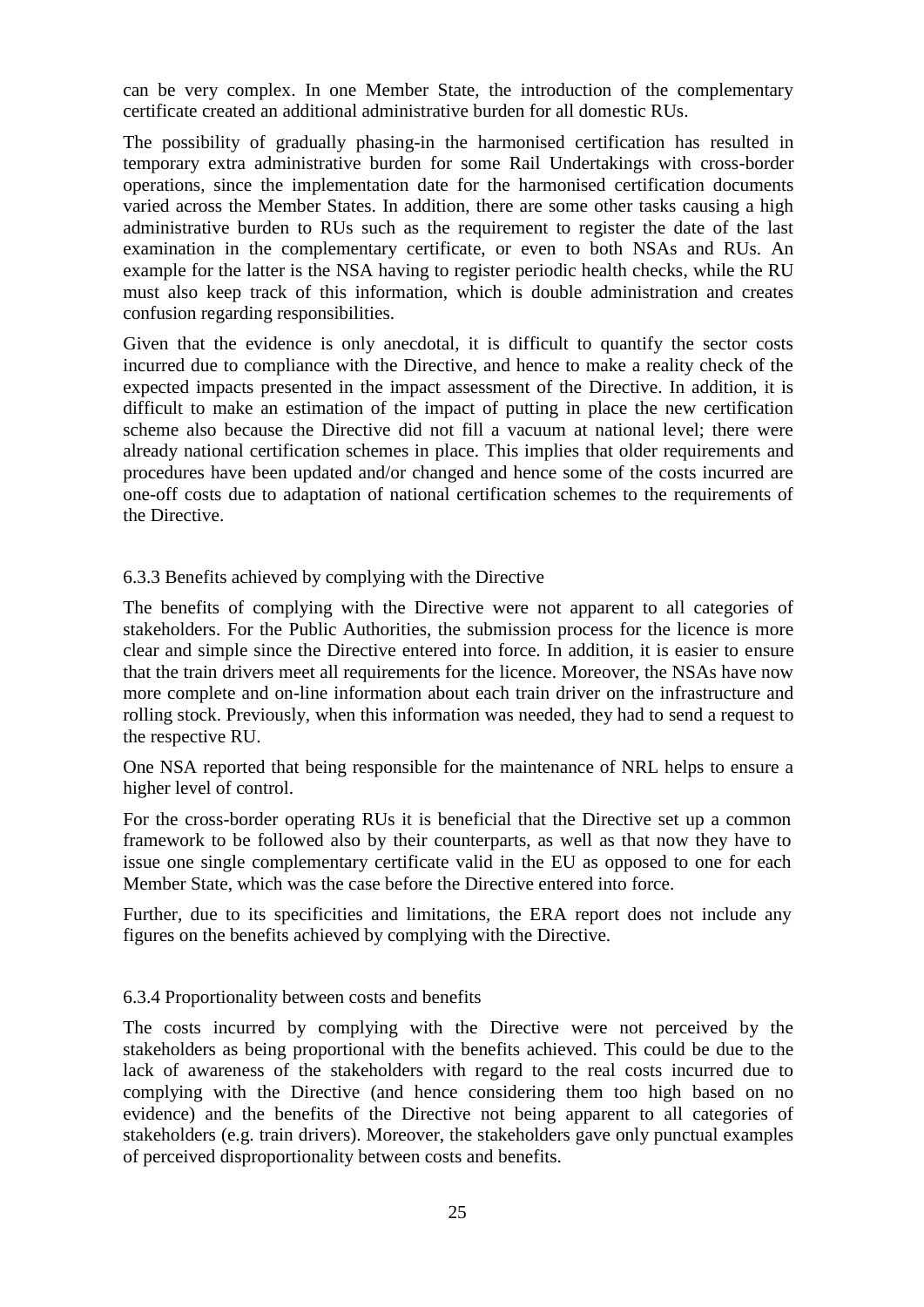can be very complex. In one Member State, the introduction of the complementary certificate created an additional administrative burden for all domestic RUs.

The possibility of gradually phasing-in the harmonised certification has resulted in temporary extra administrative burden for some Rail Undertakings with cross-border operations, since the implementation date for the harmonised certification documents varied across the Member States. In addition, there are some other tasks causing a high administrative burden to RUs such as the requirement to register the date of the last examination in the complementary certificate, or even to both NSAs and RUs. An example for the latter is the NSA having to register periodic health checks, while the RU must also keep track of this information, which is double administration and creates confusion regarding responsibilities.

Given that the evidence is only anecdotal, it is difficult to quantify the sector costs incurred due to compliance with the Directive, and hence to make a reality check of the expected impacts presented in the impact assessment of the Directive. In addition, it is difficult to make an estimation of the impact of putting in place the new certification scheme also because the Directive did not fill a vacuum at national level; there were already national certification schemes in place. This implies that older requirements and procedures have been updated and/or changed and hence some of the costs incurred are one-off costs due to adaptation of national certification schemes to the requirements of the Directive.

### 6.3.3 Benefits achieved by complying with the Directive

The benefits of complying with the Directive were not apparent to all categories of stakeholders. For the Public Authorities, the submission process for the licence is more clear and simple since the Directive entered into force. In addition, it is easier to ensure that the train drivers meet all requirements for the licence. Moreover, the NSAs have now more complete and on-line information about each train driver on the infrastructure and rolling stock. Previously, when this information was needed, they had to send a request to the respective RU.

One NSA reported that being responsible for the maintenance of NRL helps to ensure a higher level of control.

For the cross-border operating RUs it is beneficial that the Directive set up a common framework to be followed also by their counterparts, as well as that now they have to issue one single complementary certificate valid in the EU as opposed to one for each Member State, which was the case before the Directive entered into force.

Further, due to its specificities and limitations, the ERA report does not include any figures on the benefits achieved by complying with the Directive.

### 6.3.4 Proportionality between costs and benefits

The costs incurred by complying with the Directive were not perceived by the stakeholders as being proportional with the benefits achieved. This could be due to the lack of awareness of the stakeholders with regard to the real costs incurred due to complying with the Directive (and hence considering them too high based on no evidence) and the benefits of the Directive not being apparent to all categories of stakeholders (e.g. train drivers). Moreover, the stakeholders gave only punctual examples of perceived disproportionality between costs and benefits.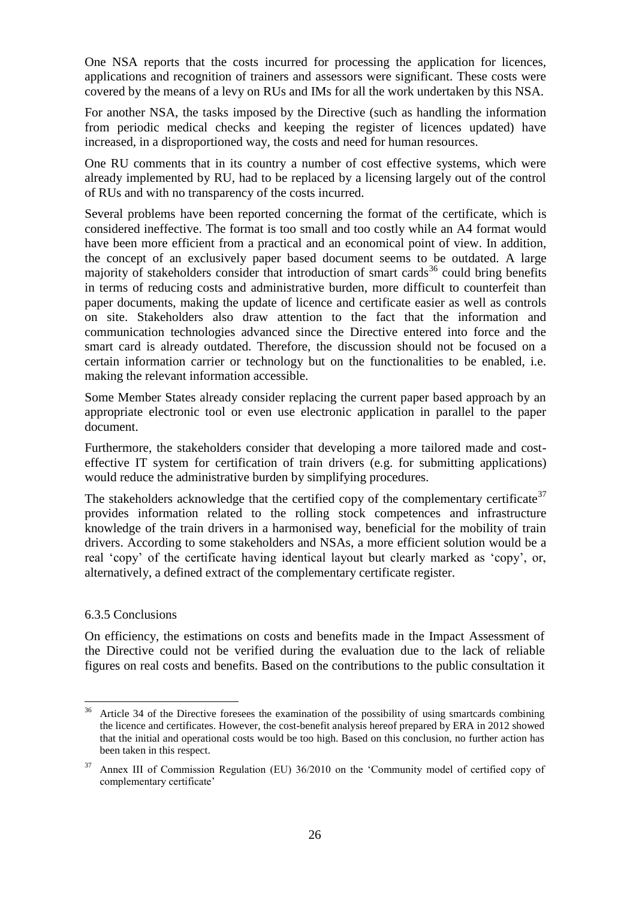One NSA reports that the costs incurred for processing the application for licences, applications and recognition of trainers and assessors were significant. These costs were covered by the means of a levy on RUs and IMs for all the work undertaken by this NSA.

For another NSA, the tasks imposed by the Directive (such as handling the information from periodic medical checks and keeping the register of licences updated) have increased, in a disproportioned way, the costs and need for human resources.

One RU comments that in its country a number of cost effective systems, which were already implemented by RU, had to be replaced by a licensing largely out of the control of RUs and with no transparency of the costs incurred.

Several problems have been reported concerning the format of the certificate, which is considered ineffective. The format is too small and too costly while an A4 format would have been more efficient from a practical and an economical point of view. In addition, the concept of an exclusively paper based document seems to be outdated. A large majority of stakeholders consider that introduction of smart cards[36] could bring benefits in terms of reducing costs and administrative burden, more difficult to counterfeit than paper documents, making the update of licence and certificate easier as well as controls on site. Stakeholders also draw attention to the fact that the information and communication technologies advanced since the Directive entered into force and the smart card is already outdated. Therefore, the discussion should not be focused on a certain information carrier or technology but on the functionalities to be enabled, i.e. making the relevant information accessible.

Some Member States already consider replacing the current paper based approach by an appropriate electronic tool or even use electronic application in parallel to the paper document.

Furthermore, the stakeholders consider that developing a more tailored made and cost-effective IT system for certification of train drivers (e.g. for submitting applications) would reduce the administrative burden by simplifying procedures.

The stakeholders acknowledge that the certified copy of the complementary certificate[37] provides information related to the rolling stock competences and infrastructure knowledge of the train drivers in a harmonised way, beneficial for the mobility of train drivers. According to some stakeholders and NSAs, a more efficient solution would be a real 'copy' of the certificate having identical layout but clearly marked as 'copy', or, alternatively, a defined extract of the complementary certificate register.

### 6.3.5 Conclusions

On efficiency, the estimations on costs and benefits made in the Impact Assessment of the Directive could not be verified during the evaluation due to the lack of reliable figures on real costs and benefits. Based on the contributions to the public consultation it

---

[36] Article 34 of the Directive foresees the examination of the possibility of using smartcards combining the licence and certificates. However, the cost-benefit analysis hereof prepared by ERA in 2012 showed that the initial and operational costs would be too high. Based on this conclusion, no further action has been taken in this respect.

[37] Annex III of Commission Regulation (EU) 36/2010 on the 'Community model of certified copy of complementary certificate'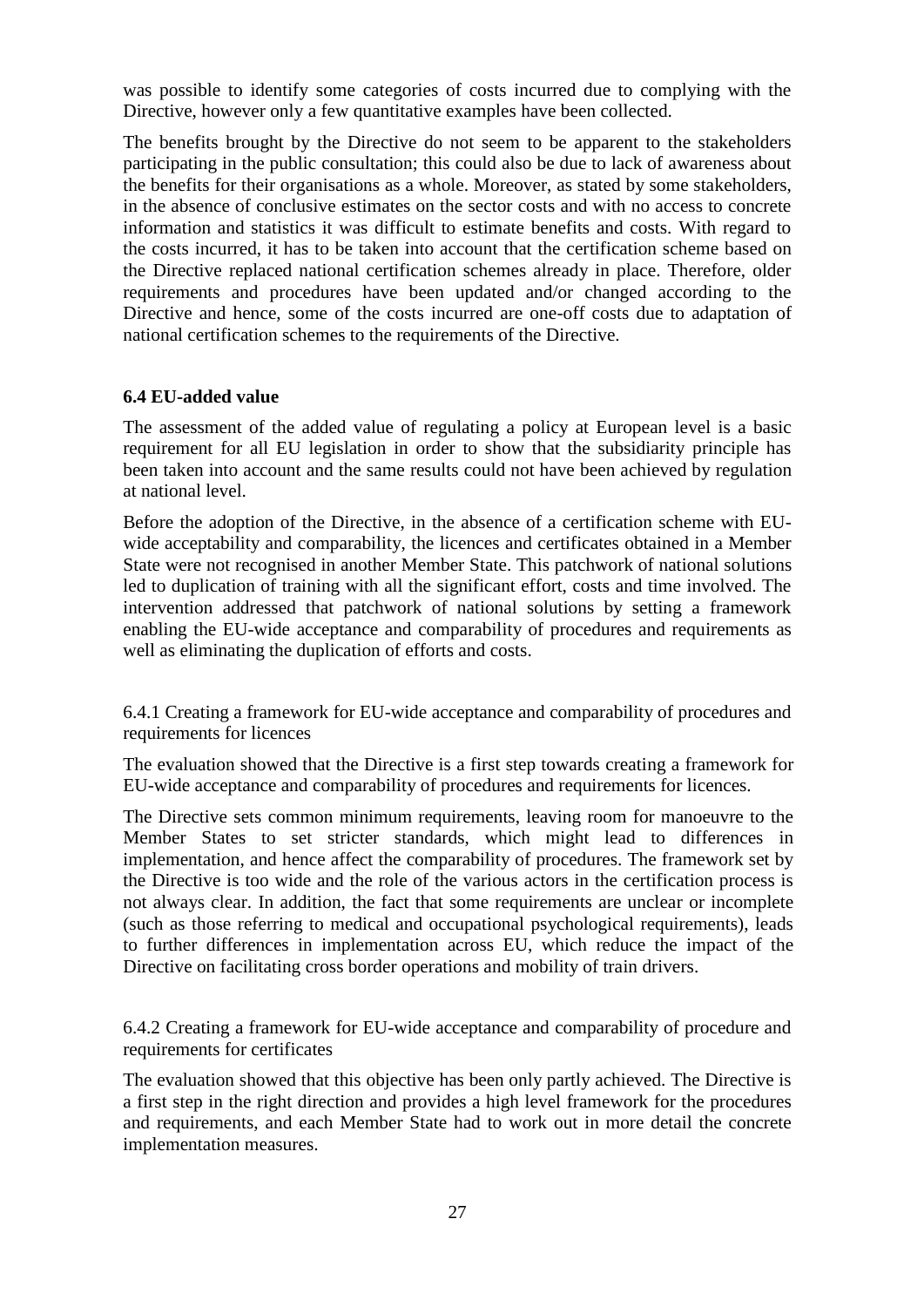was possible to identify some categories of costs incurred due to complying with the Directive, however only a few quantitative examples have been collected.

The benefits brought by the Directive do not seem to be apparent to the stakeholders participating in the public consultation; this could also be due to lack of awareness about the benefits for their organisations as a whole. Moreover, as stated by some stakeholders, in the absence of conclusive estimates on the sector costs and with no access to concrete information and statistics it was difficult to estimate benefits and costs. With regard to the costs incurred, it has to be taken into account that the certification scheme based on the Directive replaced national certification schemes already in place. Therefore, older requirements and procedures have been updated and/or changed according to the Directive and hence, some of the costs incurred are one-off costs due to adaptation of national certification schemes to the requirements of the Directive.

### 6.4 EU-added value

The assessment of the added value of regulating a policy at European level is a basic requirement for all EU legislation in order to show that the subsidiarity principle has been taken into account and the same results could not have been achieved by regulation at national level.

Before the adoption of the Directive, in the absence of a certification scheme with EU-wide acceptability and comparability, the licences and certificates obtained in a Member State were not recognised in another Member State. This patchwork of national solutions led to duplication of training with all the significant effort, costs and time involved. The intervention addressed that patchwork of national solutions by setting a framework enabling the EU-wide acceptance and comparability of procedures and requirements as well as eliminating the duplication of efforts and costs.

#### 6.4.1 Creating a framework for EU-wide acceptance and comparability of procedures and requirements for licences

The evaluation showed that the Directive is a first step towards creating a framework for EU-wide acceptance and comparability of procedures and requirements for licences.

The Directive sets common minimum requirements, leaving room for manoeuvre to the Member States to set stricter standards, which might lead to differences in implementation, and hence affect the comparability of procedures. The framework set by the Directive is too wide and the role of the various actors in the certification process is not always clear. In addition, the fact that some requirements are unclear or incomplete (such as those referring to medical and occupational psychological requirements), leads to further differences in implementation across EU, which reduce the impact of the Directive on facilitating cross border operations and mobility of train drivers.

#### 6.4.2 Creating a framework for EU-wide acceptance and comparability of procedure and requirements for certificates

The evaluation showed that this objective has been only partly achieved. The Directive is a first step in the right direction and provides a high level framework for the procedures and requirements, and each Member State had to work out in more detail the concrete implementation measures.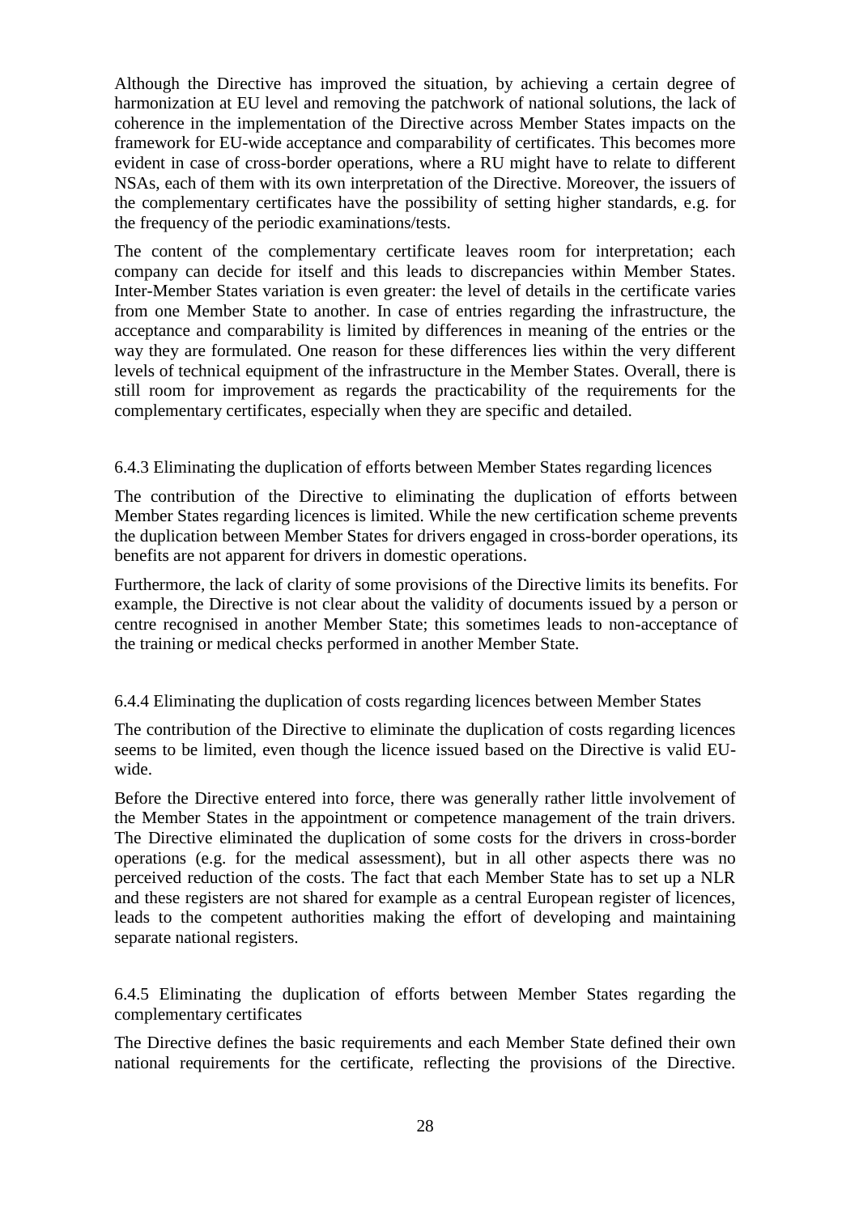Although the Directive has improved the situation, by achieving a certain degree of harmonization at EU level and removing the patchwork of national solutions, the lack of coherence in the implementation of the Directive across Member States impacts on the framework for EU-wide acceptance and comparability of certificates. This becomes more evident in case of cross-border operations, where a RU might have to relate to different NSAs, each of them with its own interpretation of the Directive. Moreover, the issuers of the complementary certificates have the possibility of setting higher standards, e.g. for the frequency of the periodic examinations/tests.

The content of the complementary certificate leaves room for interpretation; each company can decide for itself and this leads to discrepancies within Member States. Inter-Member States variation is even greater: the level of details in the certificate varies from one Member State to another. In case of entries regarding the infrastructure, the acceptance and comparability is limited by differences in meaning of the entries or the way they are formulated. One reason for these differences lies within the very different levels of technical equipment of the infrastructure in the Member States. Overall, there is still room for improvement as regards the practicability of the requirements for the complementary certificates, especially when they are specific and detailed.

### 6.4.3 Eliminating the duplication of efforts between Member States regarding licences

The contribution of the Directive to eliminating the duplication of efforts between Member States regarding licences is limited. While the new certification scheme prevents the duplication between Member States for drivers engaged in cross-border operations, its benefits are not apparent for drivers in domestic operations.

Furthermore, the lack of clarity of some provisions of the Directive limits its benefits. For example, the Directive is not clear about the validity of documents issued by a person or centre recognised in another Member State; this sometimes leads to non-acceptance of the training or medical checks performed in another Member State.

### 6.4.4 Eliminating the duplication of costs regarding licences between Member States

The contribution of the Directive to eliminate the duplication of costs regarding licences seems to be limited, even though the licence issued based on the Directive is valid EU-wide.

Before the Directive entered into force, there was generally rather little involvement of the Member States in the appointment or competence management of the train drivers. The Directive eliminated the duplication of some costs for the drivers in cross-border operations (e.g. for the medical assessment), but in all other aspects there was no perceived reduction of the costs. The fact that each Member State has to set up a NLR and these registers are not shared for example as a central European register of licences, leads to the competent authorities making the effort of developing and maintaining separate national registers.

### 6.4.5 Eliminating the duplication of efforts between Member States regarding the complementary certificates

The Directive defines the basic requirements and each Member State defined their own national requirements for the certificate, reflecting the provisions of the Directive.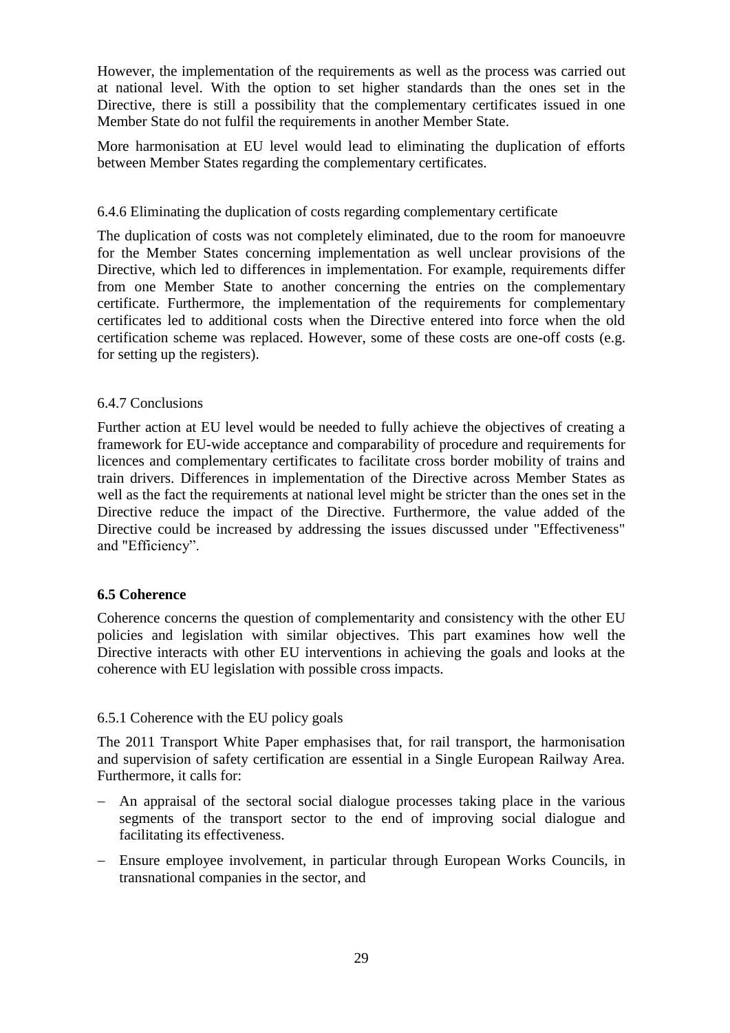However, the implementation of the requirements as well as the process was carried out at national level. With the option to set higher standards than the ones set in the Directive, there is still a possibility that the complementary certificates issued in one Member State do not fulfil the requirements in another Member State.

More harmonisation at EU level would lead to eliminating the duplication of efforts between Member States regarding the complementary certificates.

#### 6.4.6 Eliminating the duplication of costs regarding complementary certificate

The duplication of costs was not completely eliminated, due to the room for manoeuvre for the Member States concerning implementation as well unclear provisions of the Directive, which led to differences in implementation. For example, requirements differ from one Member State to another concerning the entries on the complementary certificate. Furthermore, the implementation of the requirements for complementary certificates led to additional costs when the Directive entered into force when the old certification scheme was replaced. However, some of these costs are one-off costs (e.g. for setting up the registers).

#### 6.4.7 Conclusions

Further action at EU level would be needed to fully achieve the objectives of creating a framework for EU-wide acceptance and comparability of procedure and requirements for licences and complementary certificates to facilitate cross border mobility of trains and train drivers. Differences in implementation of the Directive across Member States as well as the fact the requirements at national level might be stricter than the ones set in the Directive reduce the impact of the Directive. Furthermore, the value added of the Directive could be increased by addressing the issues discussed under "Effectiveness" and "Efficiency".

### 6.5 Coherence

Coherence concerns the question of complementarity and consistency with the other EU policies and legislation with similar objectives. This part examines how well the Directive interacts with other EU interventions in achieving the goals and looks at the coherence with EU legislation with possible cross impacts.

#### 6.5.1 Coherence with the EU policy goals

The 2011 Transport White Paper emphasises that, for rail transport, the harmonisation and supervision of safety certification are essential in a Single European Railway Area. Furthermore, it calls for:

- An appraisal of the sectoral social dialogue processes taking place in the various segments of the transport sector to the end of improving social dialogue and facilitating its effectiveness.
- Ensure employee involvement, in particular through European Works Councils, in transnational companies in the sector, and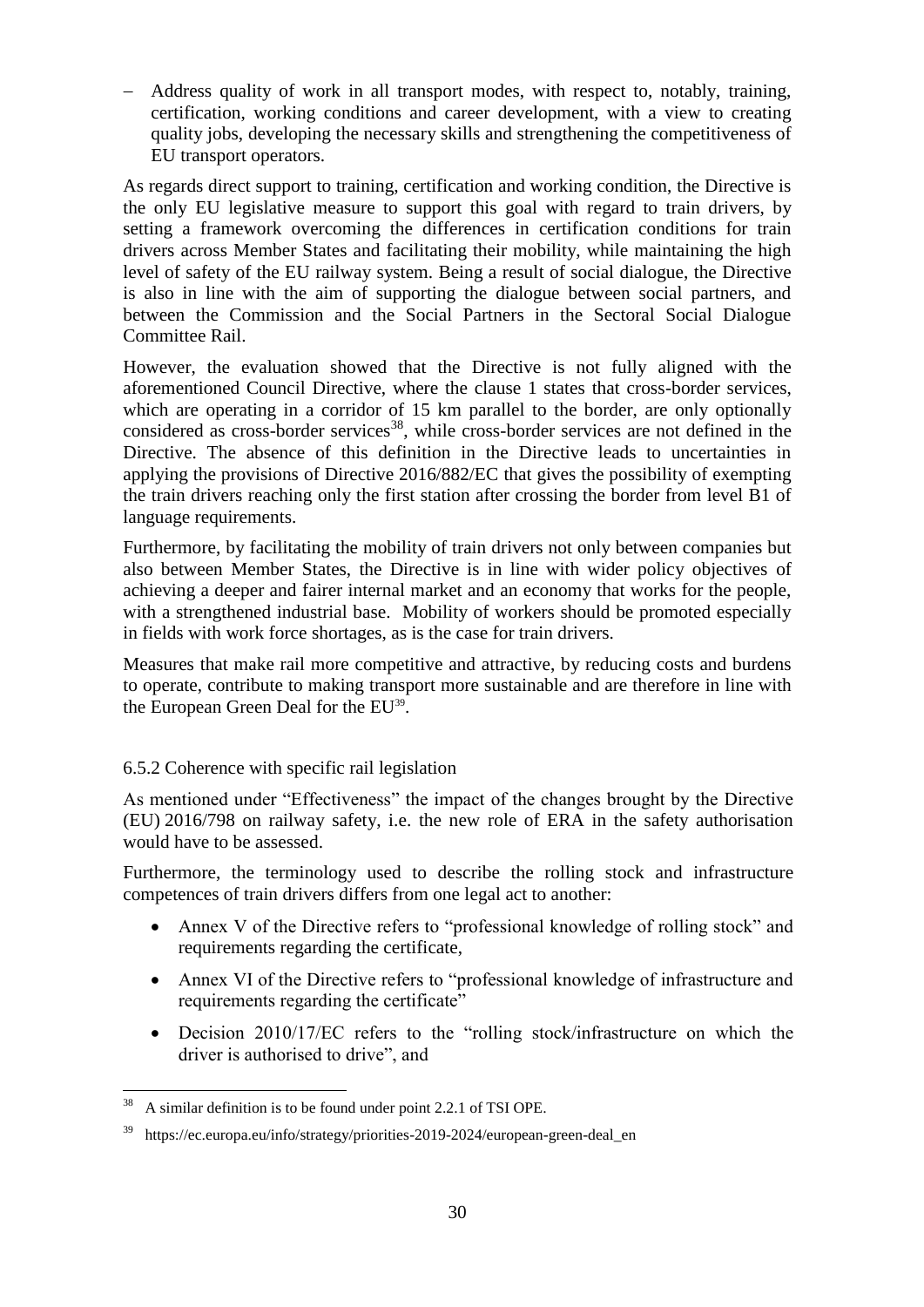- Address quality of work in all transport modes, with respect to, notably, training, certification, working conditions and career development, with a view to creating quality jobs, developing the necessary skills and strengthening the competitiveness of EU transport operators.

As regards direct support to training, certification and working condition, the Directive is the only EU legislative measure to support this goal with regard to train drivers, by setting a framework overcoming the differences in certification conditions for train drivers across Member States and facilitating their mobility, while maintaining the high level of safety of the EU railway system. Being a result of social dialogue, the Directive is also in line with the aim of supporting the dialogue between social partners, and between the Commission and the Social Partners in the Sectoral Social Dialogue Committee Rail.

However, the evaluation showed that the Directive is not fully aligned with the aforementioned Council Directive, where the clause 1 states that cross-border services, which are operating in a corridor of 15 km parallel to the border, are only optionally considered as cross-border services[38], while cross-border services are not defined in the Directive. The absence of this definition in the Directive leads to uncertainties in applying the provisions of Directive 2016/882/EC that gives the possibility of exempting the train drivers reaching only the first station after crossing the border from level B1 of language requirements.

Furthermore, by facilitating the mobility of train drivers not only between companies but also between Member States, the Directive is in line with wider policy objectives of achieving a deeper and fairer internal market and an economy that works for the people, with a strengthened industrial base. Mobility of workers should be promoted especially in fields with work force shortages, as is the case for train drivers.

Measures that make rail more competitive and attractive, by reducing costs and burdens to operate, contribute to making transport more sustainable and are therefore in line with the European Green Deal for the EU[39].

### 6.5.2 Coherence with specific rail legislation

As mentioned under "Effectiveness" the impact of the changes brought by the Directive (EU) 2016/798 on railway safety, i.e. the new role of ERA in the safety authorisation would have to be assessed.

Furthermore, the terminology used to describe the rolling stock and infrastructure competences of train drivers differs from one legal act to another:

- Annex V of the Directive refers to "professional knowledge of rolling stock" and requirements regarding the certificate,
- Annex VI of the Directive refers to "professional knowledge of infrastructure and requirements regarding the certificate"
- Decision 2010/17/EC refers to the "rolling stock/infrastructure on which the driver is authorised to drive", and

---

[38] A similar definition is to be found under point 2.2.1 of TSI OPE.

[39] https://ec.europa.eu/info/strategy/priorities-2019-2024/european-green-deal_en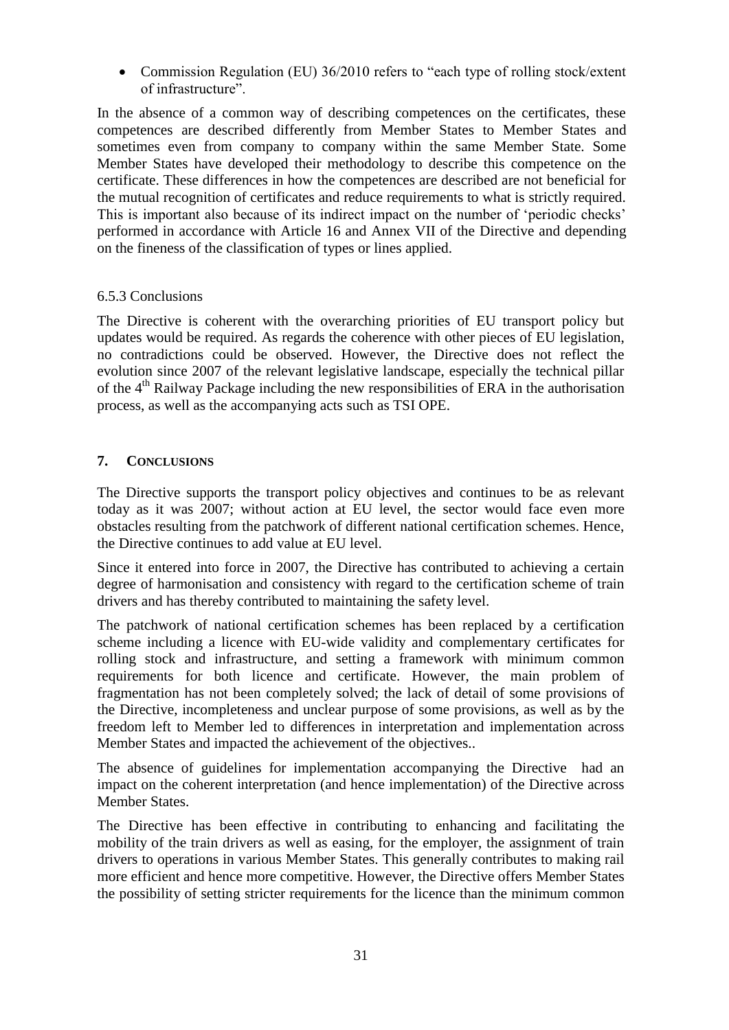- Commission Regulation (EU) 36/2010 refers to "each type of rolling stock/extent of infrastructure".

In the absence of a common way of describing competences on the certificates, these competences are described differently from Member States to Member States and sometimes even from company to company within the same Member State. Some Member States have developed their methodology to describe this competence on the certificate. These differences in how the competences are described are not beneficial for the mutual recognition of certificates and reduce requirements to what is strictly required. This is important also because of its indirect impact on the number of 'periodic checks' performed in accordance with Article 16 and Annex VII of the Directive and depending on the fineness of the classification of types or lines applied.

### 6.5.3 Conclusions

The Directive is coherent with the overarching priorities of EU transport policy but updates would be required. As regards the coherence with other pieces of EU legislation, no contradictions could be observed. However, the Directive does not reflect the evolution since 2007 of the relevant legislative landscape, especially the technical pillar of the 4th Railway Package including the new responsibilities of ERA in the authorisation process, as well as the accompanying acts such as TSI OPE.

## 7. Conclusions

The Directive supports the transport policy objectives and continues to be as relevant today as it was 2007; without action at EU level, the sector would face even more obstacles resulting from the patchwork of different national certification schemes. Hence, the Directive continues to add value at EU level.

Since it entered into force in 2007, the Directive has contributed to achieving a certain degree of harmonisation and consistency with regard to the certification scheme of train drivers and has thereby contributed to maintaining the safety level.

The patchwork of national certification schemes has been replaced by a certification scheme including a licence with EU-wide validity and complementary certificates for rolling stock and infrastructure, and setting a framework with minimum common requirements for both licence and certificate. However, the main problem of fragmentation has not been completely solved; the lack of detail of some provisions of the Directive, incompleteness and unclear purpose of some provisions, as well as by the freedom left to Member led to differences in interpretation and implementation across Member States and impacted the achievement of the objectives..

The absence of guidelines for implementation accompanying the Directive had an impact on the coherent interpretation (and hence implementation) of the Directive across Member States.

The Directive has been effective in contributing to enhancing and facilitating the mobility of the train drivers as well as easing, for the employer, the assignment of train drivers to operations in various Member States. This generally contributes to making rail more efficient and hence more competitive. However, the Directive offers Member States the possibility of setting stricter requirements for the licence than the minimum common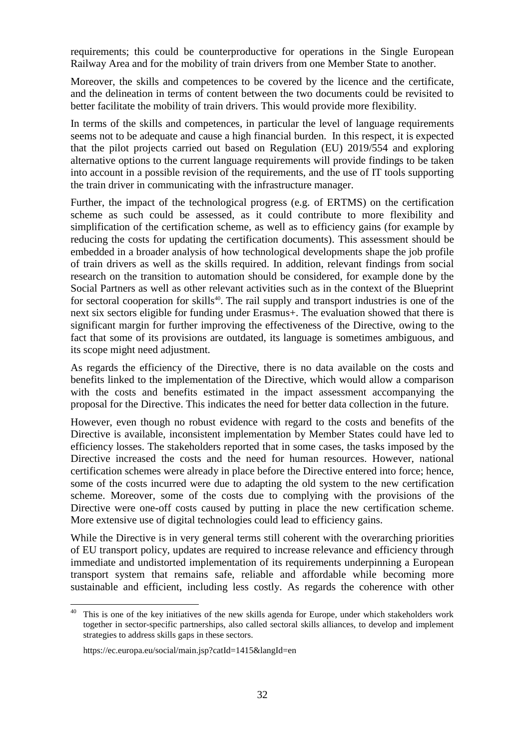requirements; this could be counterproductive for operations in the Single European Railway Area and for the mobility of train drivers from one Member State to another.

Moreover, the skills and competences to be covered by the licence and the certificate, and the delineation in terms of content between the two documents could be revisited to better facilitate the mobility of train drivers. This would provide more flexibility.

In terms of the skills and competences, in particular the level of language requirements seems not to be adequate and cause a high financial burden. In this respect, it is expected that the pilot projects carried out based on Regulation (EU) 2019/554 and exploring alternative options to the current language requirements will provide findings to be taken into account in a possible revision of the requirements, and the use of IT tools supporting the train driver in communicating with the infrastructure manager.

Further, the impact of the technological progress (e.g. of ERTMS) on the certification scheme as such could be assessed, as it could contribute to more flexibility and simplification of the certification scheme, as well as to efficiency gains (for example by reducing the costs for updating the certification documents). This assessment should be embedded in a broader analysis of how technological developments shape the job profile of train drivers as well as the skills required. In addition, relevant findings from social research on the transition to automation should be considered, for example done by the Social Partners as well as other relevant activities such as in the context of the Blueprint for sectoral cooperation for skills[40]. The rail supply and transport industries is one of the next six sectors eligible for funding under Erasmus+. The evaluation showed that there is significant margin for further improving the effectiveness of the Directive, owing to the fact that some of its provisions are outdated, its language is sometimes ambiguous, and its scope might need adjustment.

As regards the efficiency of the Directive, there is no data available on the costs and benefits linked to the implementation of the Directive, which would allow a comparison with the costs and benefits estimated in the impact assessment accompanying the proposal for the Directive. This indicates the need for better data collection in the future.

However, even though no robust evidence with regard to the costs and benefits of the Directive is available, inconsistent implementation by Member States could have led to efficiency losses. The stakeholders reported that in some cases, the tasks imposed by the Directive increased the costs and the need for human resources. However, national certification schemes were already in place before the Directive entered into force; hence, some of the costs incurred were due to adapting the old system to the new certification scheme. Moreover, some of the costs due to complying with the provisions of the Directive were one-off costs caused by putting in place the new certification scheme. More extensive use of digital technologies could lead to efficiency gains.

While the Directive is in very general terms still coherent with the overarching priorities of EU transport policy, updates are required to increase relevance and efficiency through immediate and undistorted implementation of its requirements underpinning a European transport system that remains safe, reliable and affordable while becoming more sustainable and efficient, including less costly. As regards the coherence with other

[40] This is one of the key initiatives of the new skills agenda for Europe, under which stakeholders work together in sector-specific partnerships, also called sectoral skills alliances, to develop and implement strategies to address skills gaps in these sectors.

https://ec.europa.eu/social/main.jsp?catId=1415&langId=en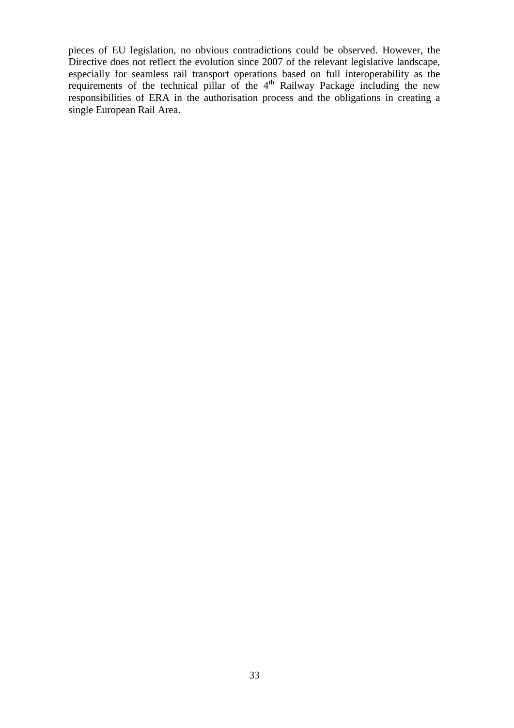pieces of EU legislation, no obvious contradictions could be observed. However, the Directive does not reflect the evolution since 2007 of the relevant legislative landscape, especially for seamless rail transport operations based on full interoperability as the requirements of the technical pillar of the 4th Railway Package including the new responsibilities of ERA in the authorisation process and the obligations in creating a single European Rail Area.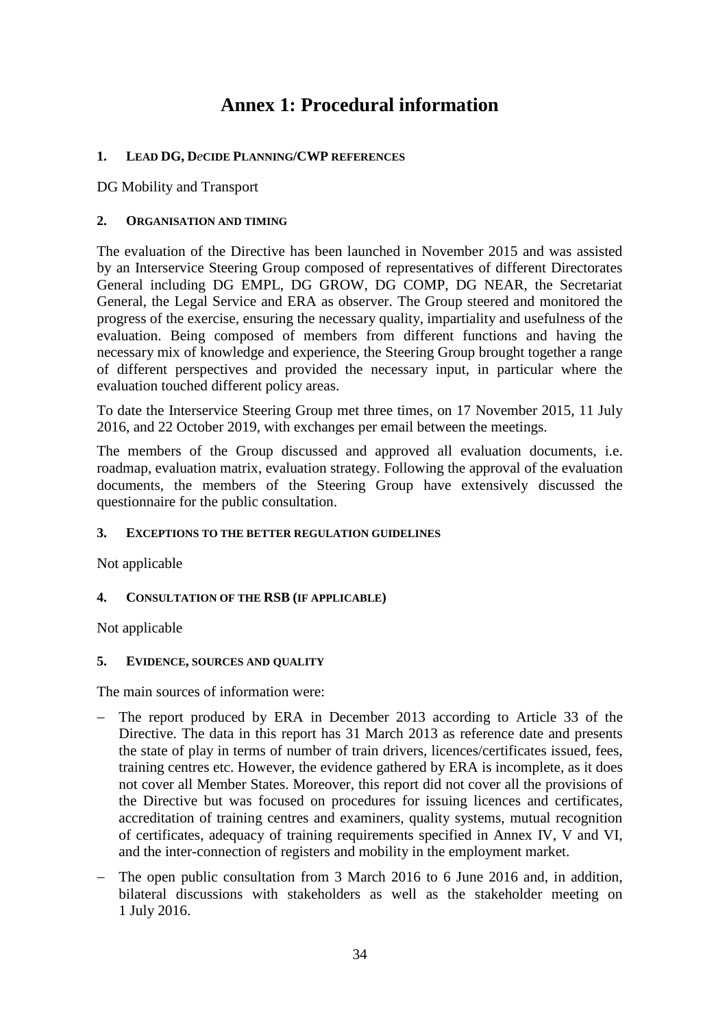# Annex 1: Procedural information

### 1. Lead DG, DeCIDE Planning/CWP references

DG Mobility and Transport

### 2. Organisation and timing

The evaluation of the Directive has been launched in November 2015 and was assisted by an Interservice Steering Group composed of representatives of different Directorates General including DG EMPL, DG GROW, DG COMP, DG NEAR, the Secretariat General, the Legal Service and ERA as observer. The Group steered and monitored the progress of the exercise, ensuring the necessary quality, impartiality and usefulness of the evaluation. Being composed of members from different functions and having the necessary mix of knowledge and experience, the Steering Group brought together a range of different perspectives and provided the necessary input, in particular where the evaluation touched different policy areas.

To date the Interservice Steering Group met three times, on 17 November 2015, 11 July 2016, and 22 October 2019, with exchanges per email between the meetings.

The members of the Group discussed and approved all evaluation documents, i.e. roadmap, evaluation matrix, evaluation strategy. Following the approval of the evaluation documents, the members of the Steering Group have extensively discussed the questionnaire for the public consultation.

### 3. Exceptions to the better regulation guidelines

Not applicable

### 4. Consultation of the RSB (if applicable)

Not applicable

### 5. Evidence, sources and quality

The main sources of information were:

- The report produced by ERA in December 2013 according to Article 33 of the Directive. The data in this report has 31 March 2013 as reference date and presents the state of play in terms of number of train drivers, licences/certificates issued, fees, training centres etc. However, the evidence gathered by ERA is incomplete, as it does not cover all Member States. Moreover, this report did not cover all the provisions of the Directive but was focused on procedures for issuing licences and certificates, accreditation of training centres and examiners, quality systems, mutual recognition of certificates, adequacy of training requirements specified in Annex IV, V and VI, and the inter-connection of registers and mobility in the employment market.
- The open public consultation from 3 March 2016 to 6 June 2016 and, in addition, bilateral discussions with stakeholders as well as the stakeholder meeting on 1 July 2016.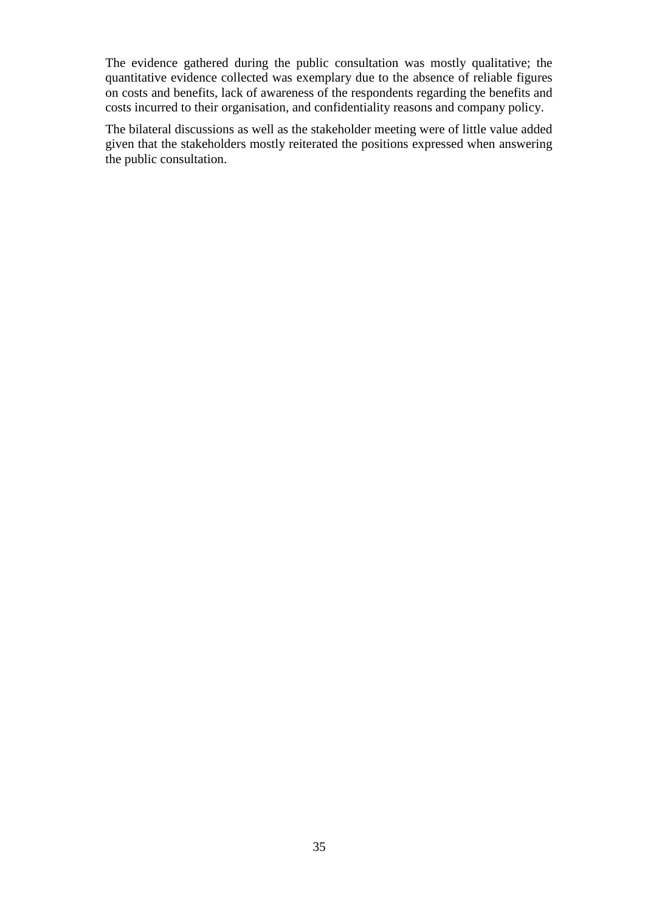The evidence gathered during the public consultation was mostly qualitative; the quantitative evidence collected was exemplary due to the absence of reliable figures on costs and benefits, lack of awareness of the respondents regarding the benefits and costs incurred to their organisation, and confidentiality reasons and company policy.

The bilateral discussions as well as the stakeholder meeting were of little value added given that the stakeholders mostly reiterated the positions expressed when answering the public consultation.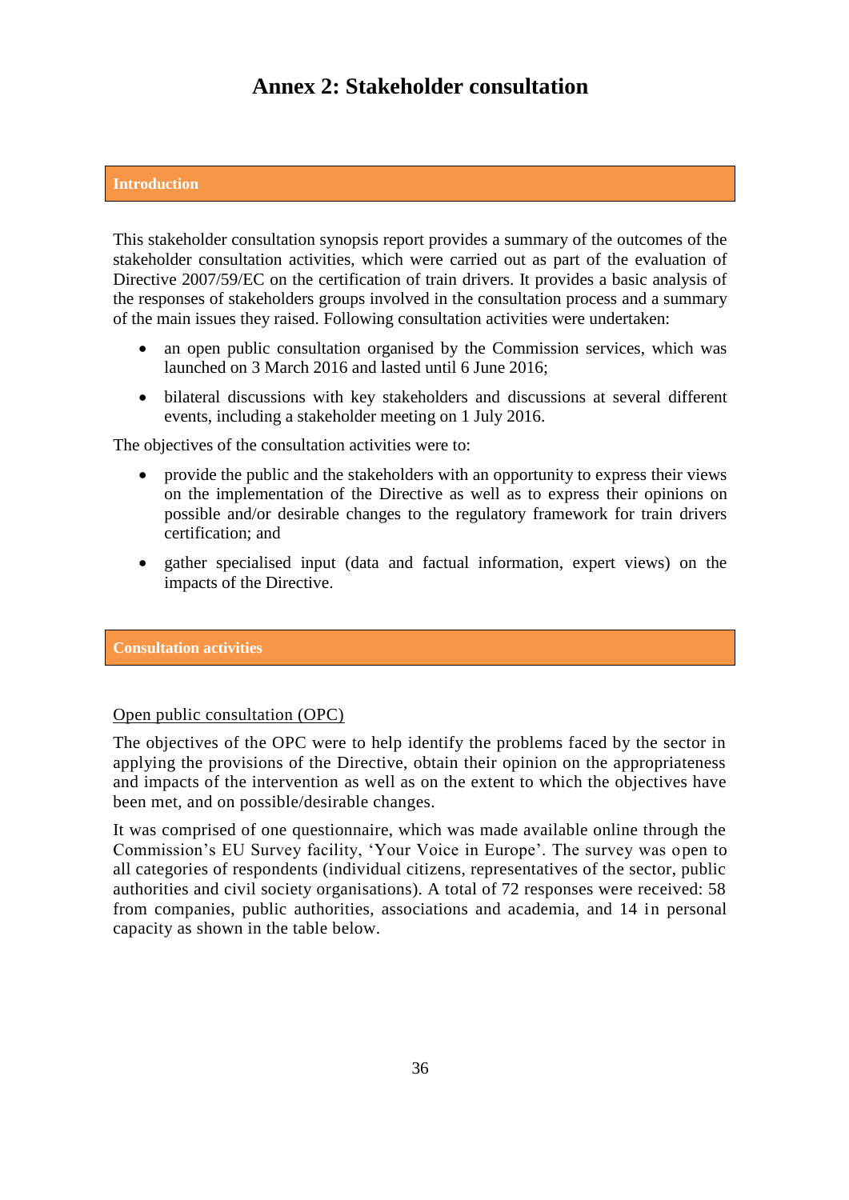# Annex 2: Stakeholder consultation

## Introduction

This stakeholder consultation synopsis report provides a summary of the outcomes of the stakeholder consultation activities, which were carried out as part of the evaluation of Directive 2007/59/EC on the certification of train drivers. It provides a basic analysis of the responses of stakeholders groups involved in the consultation process and a summary of the main issues they raised. Following consultation activities were undertaken:

- an open public consultation organised by the Commission services, which was launched on 3 March 2016 and lasted until 6 June 2016;
- bilateral discussions with key stakeholders and discussions at several different events, including a stakeholder meeting on 1 July 2016.

The objectives of the consultation activities were to:

- provide the public and the stakeholders with an opportunity to express their views on the implementation of the Directive as well as to express their opinions on possible and/or desirable changes to the regulatory framework for train drivers certification; and
- gather specialised input (data and factual information, expert views) on the impacts of the Directive.

## Consultation activities

### Open public consultation (OPC)

The objectives of the OPC were to help identify the problems faced by the sector in applying the provisions of the Directive, obtain their opinion on the appropriateness and impacts of the intervention as well as on the extent to which the objectives have been met, and on possible/desirable changes.

It was comprised of one questionnaire, which was made available online through the Commission's EU Survey facility, 'Your Voice in Europe'. The survey was open to all categories of respondents (individual citizens, representatives of the sector, public authorities and civil society organisations). A total of 72 responses were received: 58 from companies, public authorities, associations and academia, and 14 in personal capacity as shown in the table below.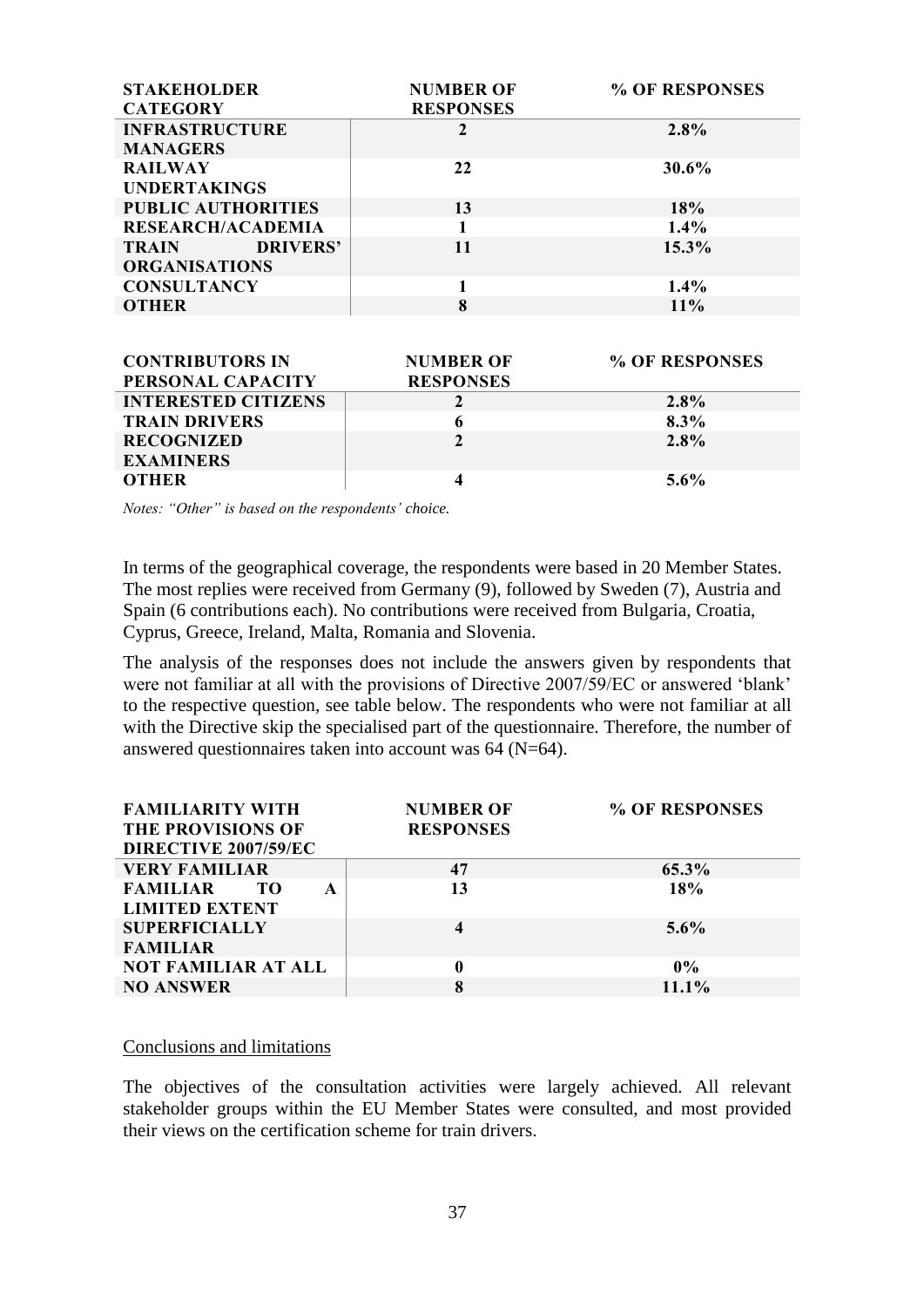| STAKEHOLDER CATEGORY | NUMBER OF RESPONSES | % OF RESPONSES |
| --- | --- | --- |
| INFRASTRUCTURE MANAGERS | 2 | 2.8% |
| RAILWAY UNDERTAKINGS | 22 | 30.6% |
| PUBLIC AUTHORITIES | 13 | 18% |
| RESEARCH/ACADEMIA | 1 | 1.4% |
| TRAIN DRIVERS' ORGANISATIONS | 11 | 15.3% |
| CONSULTANCY | 1 | 1.4% |
| OTHER | 8 | 11% |

| CONTRIBUTORS IN PERSONAL CAPACITY | NUMBER OF RESPONSES | % OF RESPONSES |
| --- | --- | --- |
| INTERESTED CITIZENS | 2 | 2.8% |
| TRAIN DRIVERS | 6 | 8.3% |
| RECOGNIZED EXAMINERS | 2 | 2.8% |
| OTHER | 4 | 5.6% |

*Notes: "Other" is based on the respondents' choice.*

In terms of the geographical coverage, the respondents were based in 20 Member States. The most replies were received from Germany (9), followed by Sweden (7), Austria and Spain (6 contributions each). No contributions were received from Bulgaria, Croatia, Cyprus, Greece, Ireland, Malta, Romania and Slovenia.

The analysis of the responses does not include the answers given by respondents that were not familiar at all with the provisions of Directive 2007/59/EC or answered 'blank' to the respective question, see table below. The respondents who were not familiar at all with the Directive skip the specialised part of the questionnaire. Therefore, the number of answered questionnaires taken into account was 64 (N=64).

| FAMILIARITY WITH THE PROVISIONS OF DIRECTIVE 2007/59/EC | NUMBER OF RESPONSES | % OF RESPONSES |
| --- | --- | --- |
| VERY FAMILIAR | 47 | 65.3% |
| FAMILIAR TO A LIMITED EXTENT | 13 | 18% |
| SUPERFICIALLY FAMILIAR | 4 | 5.6% |
| NOT FAMILIAR AT ALL | 0 | 0% |
| NO ANSWER | 8 | 11.1% |

Conclusions and limitations

The objectives of the consultation activities were largely achieved. All relevant stakeholder groups within the EU Member States were consulted, and most provided their views on the certification scheme for train drivers.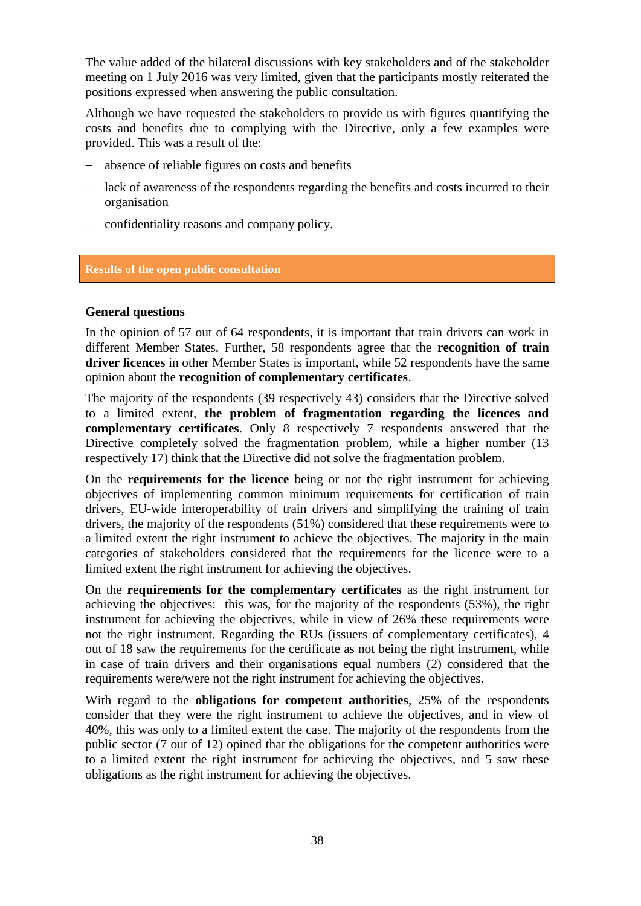The value added of the bilateral discussions with key stakeholders and of the stakeholder meeting on 1 July 2016 was very limited, given that the participants mostly reiterated the positions expressed when answering the public consultation.

Although we have requested the stakeholders to provide us with figures quantifying the costs and benefits due to complying with the Directive, only a few examples were provided. This was a result of the:

- absence of reliable figures on costs and benefits
- lack of awareness of the respondents regarding the benefits and costs incurred to their organisation
- confidentiality reasons and company policy.

## Results of the open public consultation

### General questions

In the opinion of 57 out of 64 respondents, it is important that train drivers can work in different Member States. Further, 58 respondents agree that the **recognition of train driver licences** in other Member States is important, while 52 respondents have the same opinion about the **recognition of complementary certificates**.

The majority of the respondents (39 respectively 43) considers that the Directive solved to a limited extent, **the problem of fragmentation regarding the licences and complementary certificates**. Only 8 respectively 7 respondents answered that the Directive completely solved the fragmentation problem, while a higher number (13 respectively 17) think that the Directive did not solve the fragmentation problem.

On the **requirements for the licence** being or not the right instrument for achieving objectives of implementing common minimum requirements for certification of train drivers, EU-wide interoperability of train drivers and simplifying the training of train drivers, the majority of the respondents (51%) considered that these requirements were to a limited extent the right instrument to achieve the objectives. The majority in the main categories of stakeholders considered that the requirements for the licence were to a limited extent the right instrument for achieving the objectives.

On the **requirements for the complementary certificates** as the right instrument for achieving the objectives: this was, for the majority of the respondents (53%), the right instrument for achieving the objectives, while in view of 26% these requirements were not the right instrument. Regarding the RUs (issuers of complementary certificates), 4 out of 18 saw the requirements for the certificate as not being the right instrument, while in case of train drivers and their organisations equal numbers (2) considered that the requirements were/were not the right instrument for achieving the objectives.

With regard to the **obligations for competent authorities**, 25% of the respondents consider that they were the right instrument to achieve the objectives, and in view of 40%, this was only to a limited extent the case. The majority of the respondents from the public sector (7 out of 12) opined that the obligations for the competent authorities were to a limited extent the right instrument for achieving the objectives, and 5 saw these obligations as the right instrument for achieving the objectives.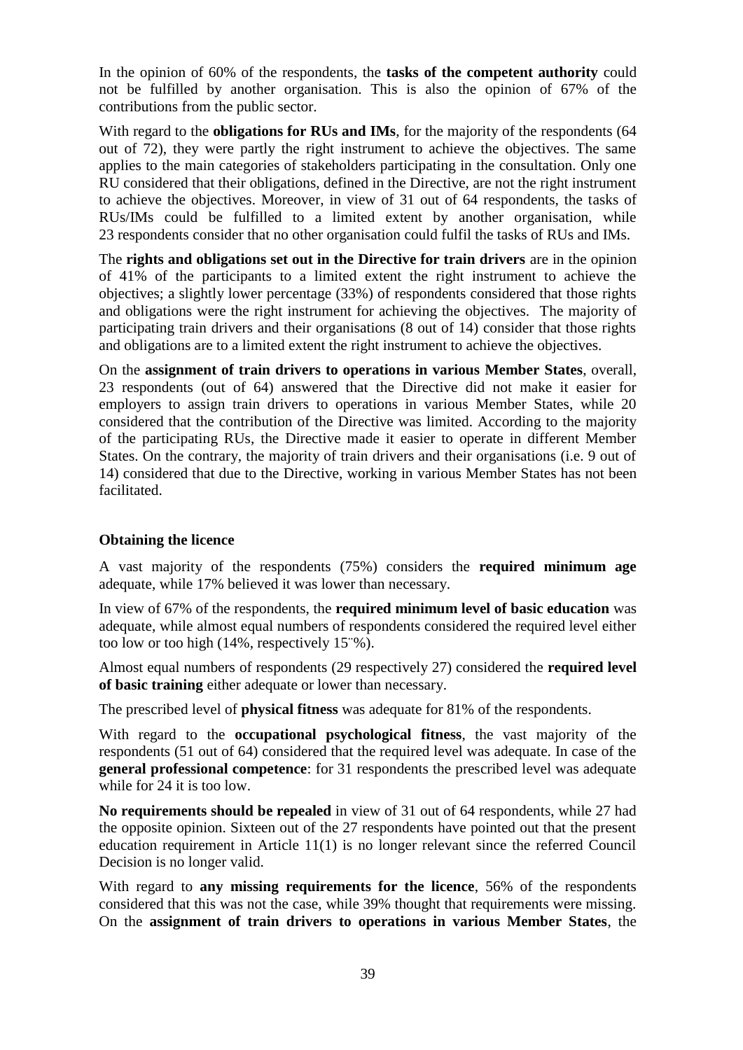In the opinion of 60% of the respondents, the **tasks of the competent authority** could not be fulfilled by another organisation. This is also the opinion of 67% of the contributions from the public sector.

With regard to the **obligations for RUs and IMs**, for the majority of the respondents (64 out of 72), they were partly the right instrument to achieve the objectives. The same applies to the main categories of stakeholders participating in the consultation. Only one RU considered that their obligations, defined in the Directive, are not the right instrument to achieve the objectives. Moreover, in view of 31 out of 64 respondents, the tasks of RUs/IMs could be fulfilled to a limited extent by another organisation, while 23 respondents consider that no other organisation could fulfil the tasks of RUs and IMs.

The **rights and obligations set out in the Directive for train drivers** are in the opinion of 41% of the participants to a limited extent the right instrument to achieve the objectives; a slightly lower percentage (33%) of respondents considered that those rights and obligations were the right instrument for achieving the objectives. The majority of participating train drivers and their organisations (8 out of 14) consider that those rights and obligations are to a limited extent the right instrument to achieve the objectives.

On the **assignment of train drivers to operations in various Member States**, overall, 23 respondents (out of 64) answered that the Directive did not make it easier for employers to assign train drivers to operations in various Member States, while 20 considered that the contribution of the Directive was limited. According to the majority of the participating RUs, the Directive made it easier to operate in different Member States. On the contrary, the majority of train drivers and their organisations (i.e. 9 out of 14) considered that due to the Directive, working in various Member States has not been facilitated.

**Obtaining the licence**

A vast majority of the respondents (75%) considers the **required minimum age** adequate, while 17% believed it was lower than necessary.

In view of 67% of the respondents, the **required minimum level of basic education** was adequate, while almost equal numbers of respondents considered the required level either too low or too high (14%, respectively 15¨%).

Almost equal numbers of respondents (29 respectively 27) considered the **required level of basic training** either adequate or lower than necessary.

The prescribed level of **physical fitness** was adequate for 81% of the respondents.

With regard to the **occupational psychological fitness**, the vast majority of the respondents (51 out of 64) considered that the required level was adequate. In case of the **general professional competence**: for 31 respondents the prescribed level was adequate while for 24 it is too low.

**No requirements should be repealed** in view of 31 out of 64 respondents, while 27 had the opposite opinion. Sixteen out of the 27 respondents have pointed out that the present education requirement in Article 11(1) is no longer relevant since the referred Council Decision is no longer valid.

With regard to **any missing requirements for the licence**, 56% of the respondents considered that this was not the case, while 39% thought that requirements were missing. On the **assignment of train drivers to operations in various Member States**, the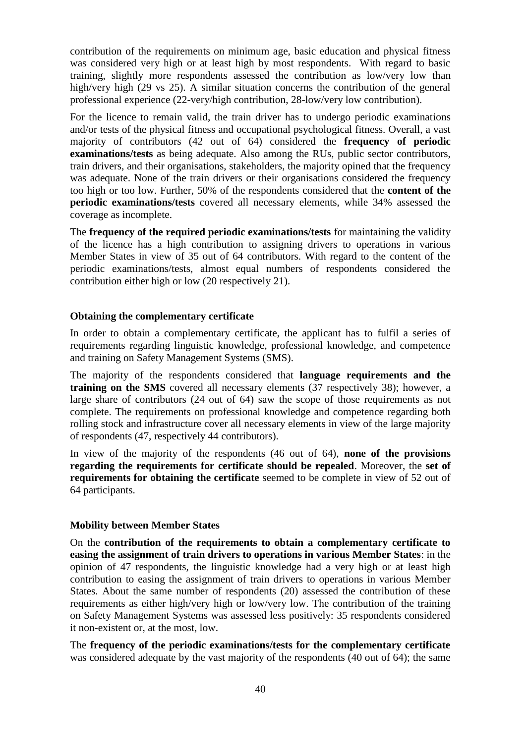contribution of the requirements on minimum age, basic education and physical fitness was considered very high or at least high by most respondents. With regard to basic training, slightly more respondents assessed the contribution as low/very low than high/very high (29 vs 25). A similar situation concerns the contribution of the general professional experience (22-very/high contribution, 28-low/very low contribution).

For the licence to remain valid, the train driver has to undergo periodic examinations and/or tests of the physical fitness and occupational psychological fitness. Overall, a vast majority of contributors (42 out of 64) considered the **frequency of periodic examinations/tests** as being adequate. Also among the RUs, public sector contributors, train drivers, and their organisations, stakeholders, the majority opined that the frequency was adequate. None of the train drivers or their organisations considered the frequency too high or too low. Further, 50% of the respondents considered that the **content of the periodic examinations/tests** covered all necessary elements, while 34% assessed the coverage as incomplete.

The **frequency of the required periodic examinations/tests** for maintaining the validity of the licence has a high contribution to assigning drivers to operations in various Member States in view of 35 out of 64 contributors. With regard to the content of the periodic examinations/tests, almost equal numbers of respondents considered the contribution either high or low (20 respectively 21).

#### Obtaining the complementary certificate

In order to obtain a complementary certificate, the applicant has to fulfil a series of requirements regarding linguistic knowledge, professional knowledge, and competence and training on Safety Management Systems (SMS).

The majority of the respondents considered that **language requirements and the training on the SMS** covered all necessary elements (37 respectively 38); however, a large share of contributors (24 out of 64) saw the scope of those requirements as not complete. The requirements on professional knowledge and competence regarding both rolling stock and infrastructure cover all necessary elements in view of the large majority of respondents (47, respectively 44 contributors).

In view of the majority of the respondents (46 out of 64), **none of the provisions regarding the requirements for certificate should be repealed**. Moreover, the **set of requirements for obtaining the certificate** seemed to be complete in view of 52 out of 64 participants.

#### Mobility between Member States

On the **contribution of the requirements to obtain a complementary certificate to easing the assignment of train drivers to operations in various Member States**: in the opinion of 47 respondents, the linguistic knowledge had a very high or at least high contribution to easing the assignment of train drivers to operations in various Member States. About the same number of respondents (20) assessed the contribution of these requirements as either high/very high or low/very low. The contribution of the training on Safety Management Systems was assessed less positively: 35 respondents considered it non-existent or, at the most, low.

The **frequency of the periodic examinations/tests for the complementary certificate** was considered adequate by the vast majority of the respondents (40 out of 64); the same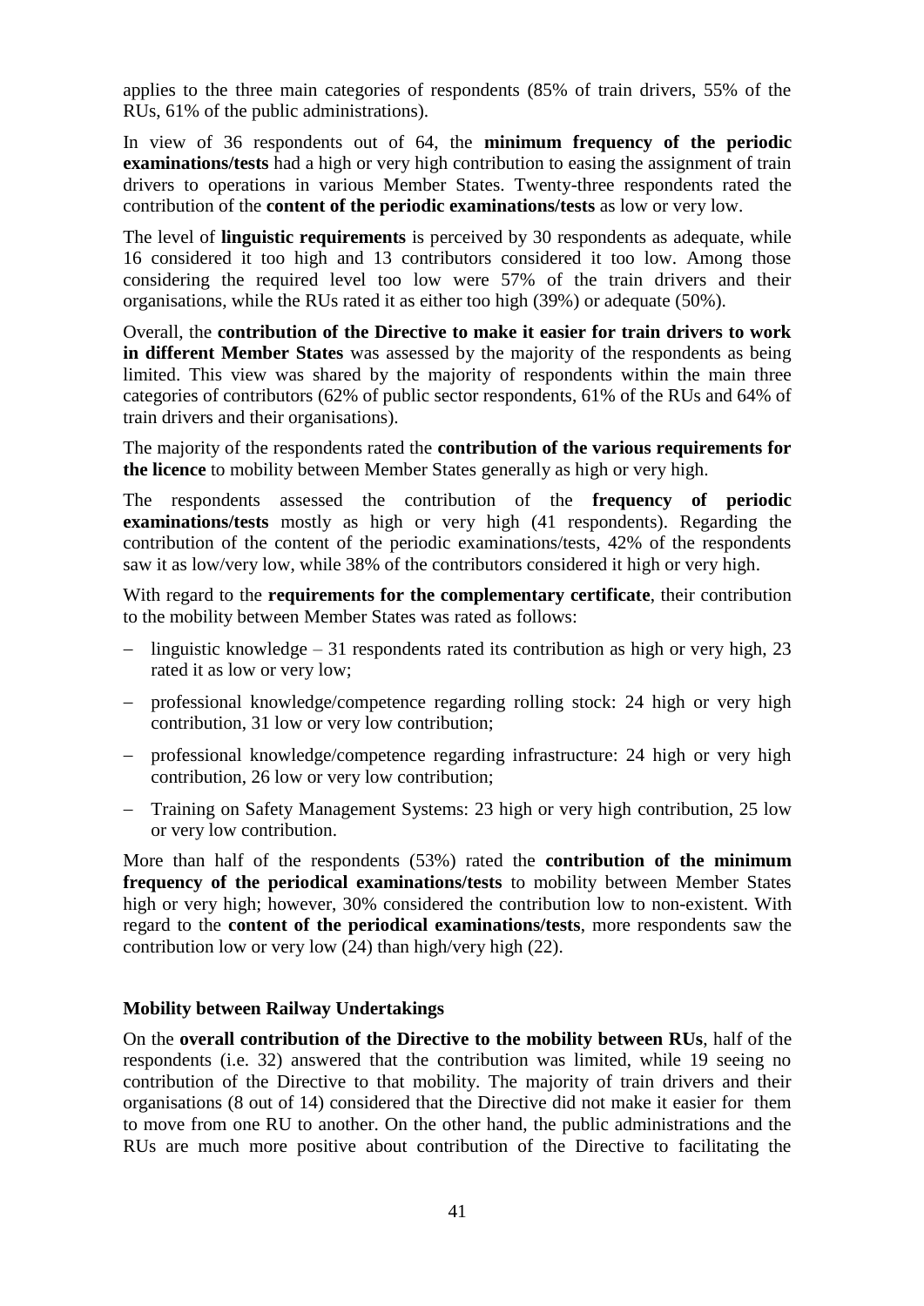applies to the three main categories of respondents (85% of train drivers, 55% of the RUs, 61% of the public administrations).

In view of 36 respondents out of 64, the **minimum frequency of the periodic examinations/tests** had a high or very high contribution to easing the assignment of train drivers to operations in various Member States. Twenty-three respondents rated the contribution of the **content of the periodic examinations/tests** as low or very low.

The level of **linguistic requirements** is perceived by 30 respondents as adequate, while 16 considered it too high and 13 contributors considered it too low. Among those considering the required level too low were 57% of the train drivers and their organisations, while the RUs rated it as either too high (39%) or adequate (50%).

Overall, the **contribution of the Directive to make it easier for train drivers to work in different Member States** was assessed by the majority of the respondents as being limited. This view was shared by the majority of respondents within the main three categories of contributors (62% of public sector respondents, 61% of the RUs and 64% of train drivers and their organisations).

The majority of the respondents rated the **contribution of the various requirements for the licence** to mobility between Member States generally as high or very high.

The respondents assessed the contribution of the **frequency of periodic examinations/tests** mostly as high or very high (41 respondents). Regarding the contribution of the content of the periodic examinations/tests, 42% of the respondents saw it as low/very low, while 38% of the contributors considered it high or very high.

With regard to the **requirements for the complementary certificate**, their contribution to the mobility between Member States was rated as follows:

- linguistic knowledge – 31 respondents rated its contribution as high or very high, 23 rated it as low or very low;
- professional knowledge/competence regarding rolling stock: 24 high or very high contribution, 31 low or very low contribution;
- professional knowledge/competence regarding infrastructure: 24 high or very high contribution, 26 low or very low contribution;
- Training on Safety Management Systems: 23 high or very high contribution, 25 low or very low contribution.

More than half of the respondents (53%) rated the **contribution of the minimum frequency of the periodical examinations/tests** to mobility between Member States high or very high; however, 30% considered the contribution low to non-existent. With regard to the **content of the periodical examinations/tests**, more respondents saw the contribution low or very low (24) than high/very high (22).

#### Mobility between Railway Undertakings

On the **overall contribution of the Directive to the mobility between RUs**, half of the respondents (i.e. 32) answered that the contribution was limited, while 19 seeing no contribution of the Directive to that mobility. The majority of train drivers and their organisations (8 out of 14) considered that the Directive did not make it easier for them to move from one RU to another. On the other hand, the public administrations and the RUs are much more positive about contribution of the Directive to facilitating the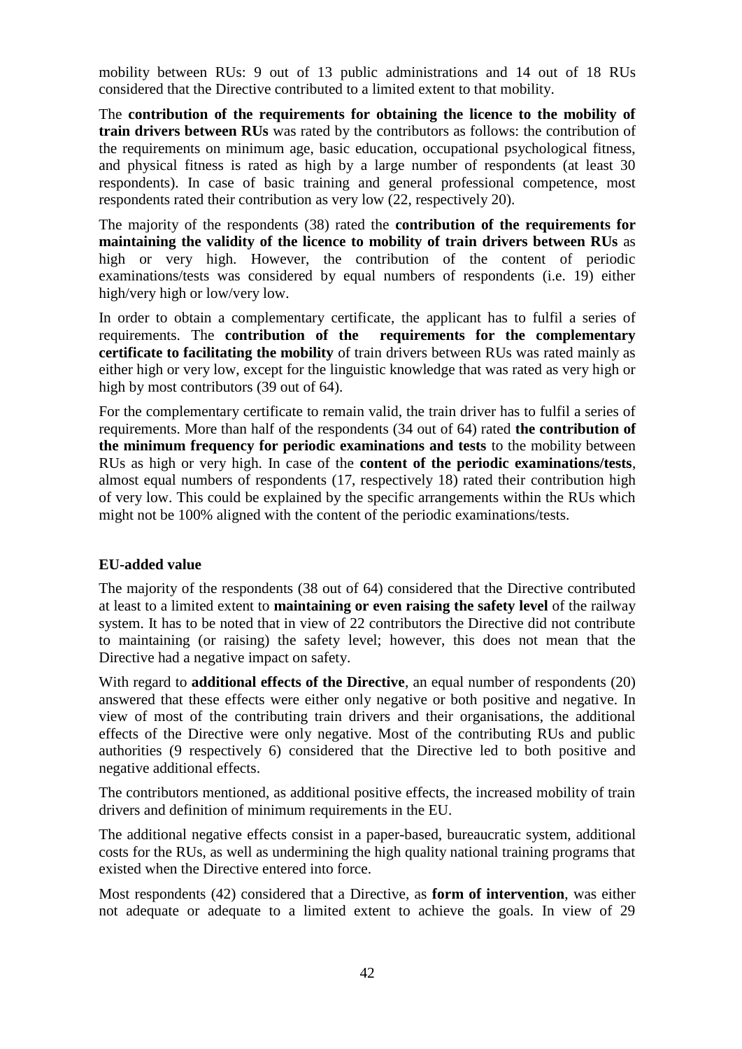mobility between RUs: 9 out of 13 public administrations and 14 out of 18 RUs considered that the Directive contributed to a limited extent to that mobility.

The **contribution of the requirements for obtaining the licence to the mobility of train drivers between RUs** was rated by the contributors as follows: the contribution of the requirements on minimum age, basic education, occupational psychological fitness, and physical fitness is rated as high by a large number of respondents (at least 30 respondents). In case of basic training and general professional competence, most respondents rated their contribution as very low (22, respectively 20).

The majority of the respondents (38) rated the **contribution of the requirements for maintaining the validity of the licence to mobility of train drivers between RUs** as high or very high. However, the contribution of the content of periodic examinations/tests was considered by equal numbers of respondents (i.e. 19) either high/very high or low/very low.

In order to obtain a complementary certificate, the applicant has to fulfil a series of requirements. The **contribution of the requirements for the complementary certificate to facilitating the mobility** of train drivers between RUs was rated mainly as either high or very low, except for the linguistic knowledge that was rated as very high or high by most contributors (39 out of 64).

For the complementary certificate to remain valid, the train driver has to fulfil a series of requirements. More than half of the respondents (34 out of 64) rated **the contribution of the minimum frequency for periodic examinations and tests** to the mobility between RUs as high or very high. In case of the **content of the periodic examinations/tests**, almost equal numbers of respondents (17, respectively 18) rated their contribution high of very low. This could be explained by the specific arrangements within the RUs which might not be 100% aligned with the content of the periodic examinations/tests.

**EU-added value**

The majority of the respondents (38 out of 64) considered that the Directive contributed at least to a limited extent to **maintaining or even raising the safety level** of the railway system. It has to be noted that in view of 22 contributors the Directive did not contribute to maintaining (or raising) the safety level; however, this does not mean that the Directive had a negative impact on safety.

With regard to **additional effects of the Directive**, an equal number of respondents (20) answered that these effects were either only negative or both positive and negative. In view of most of the contributing train drivers and their organisations, the additional effects of the Directive were only negative. Most of the contributing RUs and public authorities (9 respectively 6) considered that the Directive led to both positive and negative additional effects.

The contributors mentioned, as additional positive effects, the increased mobility of train drivers and definition of minimum requirements in the EU.

The additional negative effects consist in a paper-based, bureaucratic system, additional costs for the RUs, as well as undermining the high quality national training programs that existed when the Directive entered into force.

Most respondents (42) considered that a Directive, as **form of intervention**, was either not adequate or adequate to a limited extent to achieve the goals. In view of 29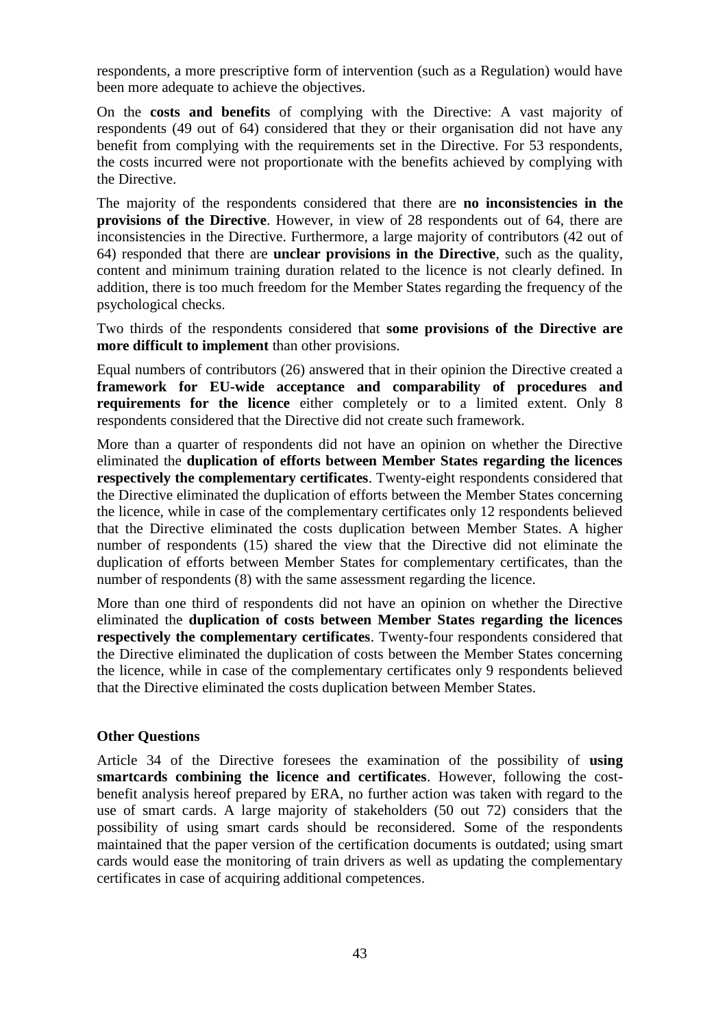respondents, a more prescriptive form of intervention (such as a Regulation) would have been more adequate to achieve the objectives.

On the **costs and benefits** of complying with the Directive: A vast majority of respondents (49 out of 64) considered that they or their organisation did not have any benefit from complying with the requirements set in the Directive. For 53 respondents, the costs incurred were not proportionate with the benefits achieved by complying with the Directive.

The majority of the respondents considered that there are **no inconsistencies in the provisions of the Directive**. However, in view of 28 respondents out of 64, there are inconsistencies in the Directive. Furthermore, a large majority of contributors (42 out of 64) responded that there are **unclear provisions in the Directive**, such as the quality, content and minimum training duration related to the licence is not clearly defined. In addition, there is too much freedom for the Member States regarding the frequency of the psychological checks.

Two thirds of the respondents considered that **some provisions of the Directive are more difficult to implement** than other provisions.

Equal numbers of contributors (26) answered that in their opinion the Directive created a **framework for EU-wide acceptance and comparability of procedures and requirements for the licence** either completely or to a limited extent. Only 8 respondents considered that the Directive did not create such framework.

More than a quarter of respondents did not have an opinion on whether the Directive eliminated the **duplication of efforts between Member States regarding the licences respectively the complementary certificates**. Twenty-eight respondents considered that the Directive eliminated the duplication of efforts between the Member States concerning the licence, while in case of the complementary certificates only 12 respondents believed that the Directive eliminated the costs duplication between Member States. A higher number of respondents (15) shared the view that the Directive did not eliminate the duplication of efforts between Member States for complementary certificates, than the number of respondents (8) with the same assessment regarding the licence.

More than one third of respondents did not have an opinion on whether the Directive eliminated the **duplication of costs between Member States regarding the licences respectively the complementary certificates**. Twenty-four respondents considered that the Directive eliminated the duplication of costs between the Member States concerning the licence, while in case of the complementary certificates only 9 respondents believed that the Directive eliminated the costs duplication between Member States.

**Other Questions**

Article 34 of the Directive foresees the examination of the possibility of **using smartcards combining the licence and certificates**. However, following the cost-benefit analysis hereof prepared by ERA, no further action was taken with regard to the use of smart cards. A large majority of stakeholders (50 out 72) considers that the possibility of using smart cards should be reconsidered. Some of the respondents maintained that the paper version of the certification documents is outdated; using smart cards would ease the monitoring of train drivers as well as updating the complementary certificates in case of acquiring additional competences.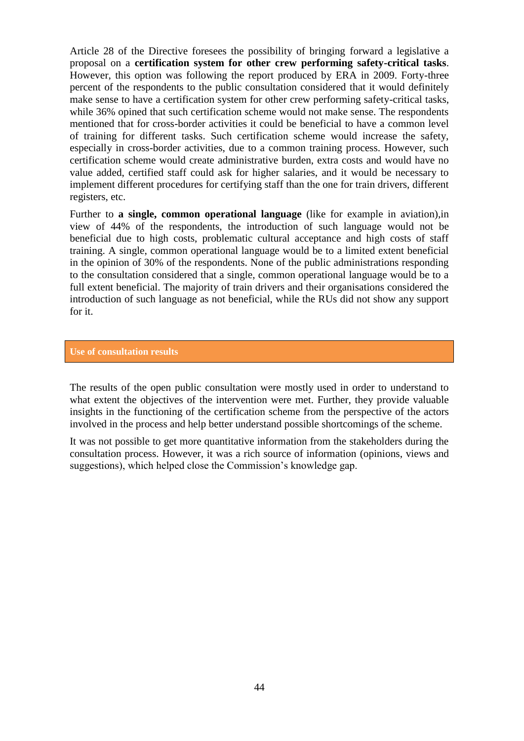Article 28 of the Directive foresees the possibility of bringing forward a legislative a proposal on a **certification system for other crew performing safety-critical tasks**. However, this option was following the report produced by ERA in 2009. Forty-three percent of the respondents to the public consultation considered that it would definitely make sense to have a certification system for other crew performing safety-critical tasks, while 36% opined that such certification scheme would not make sense. The respondents mentioned that for cross-border activities it could be beneficial to have a common level of training for different tasks. Such certification scheme would increase the safety, especially in cross-border activities, due to a common training process. However, such certification scheme would create administrative burden, extra costs and would have no value added, certified staff could ask for higher salaries, and it would be necessary to implement different procedures for certifying staff than the one for train drivers, different registers, etc.

Further to **a single, common operational language** (like for example in aviation),in view of 44% of the respondents, the introduction of such language would not be beneficial due to high costs, problematic cultural acceptance and high costs of staff training. A single, common operational language would be to a limited extent beneficial in the opinion of 30% of the respondents. None of the public administrations responding to the consultation considered that a single, common operational language would be to a full extent beneficial. The majority of train drivers and their organisations considered the introduction of such language as not beneficial, while the RUs did not show any support for it.

## Use of consultation results

The results of the open public consultation were mostly used in order to understand to what extent the objectives of the intervention were met. Further, they provide valuable insights in the functioning of the certification scheme from the perspective of the actors involved in the process and help better understand possible shortcomings of the scheme.

It was not possible to get more quantitative information from the stakeholders during the consultation process. However, it was a rich source of information (opinions, views and suggestions), which helped close the Commission's knowledge gap.